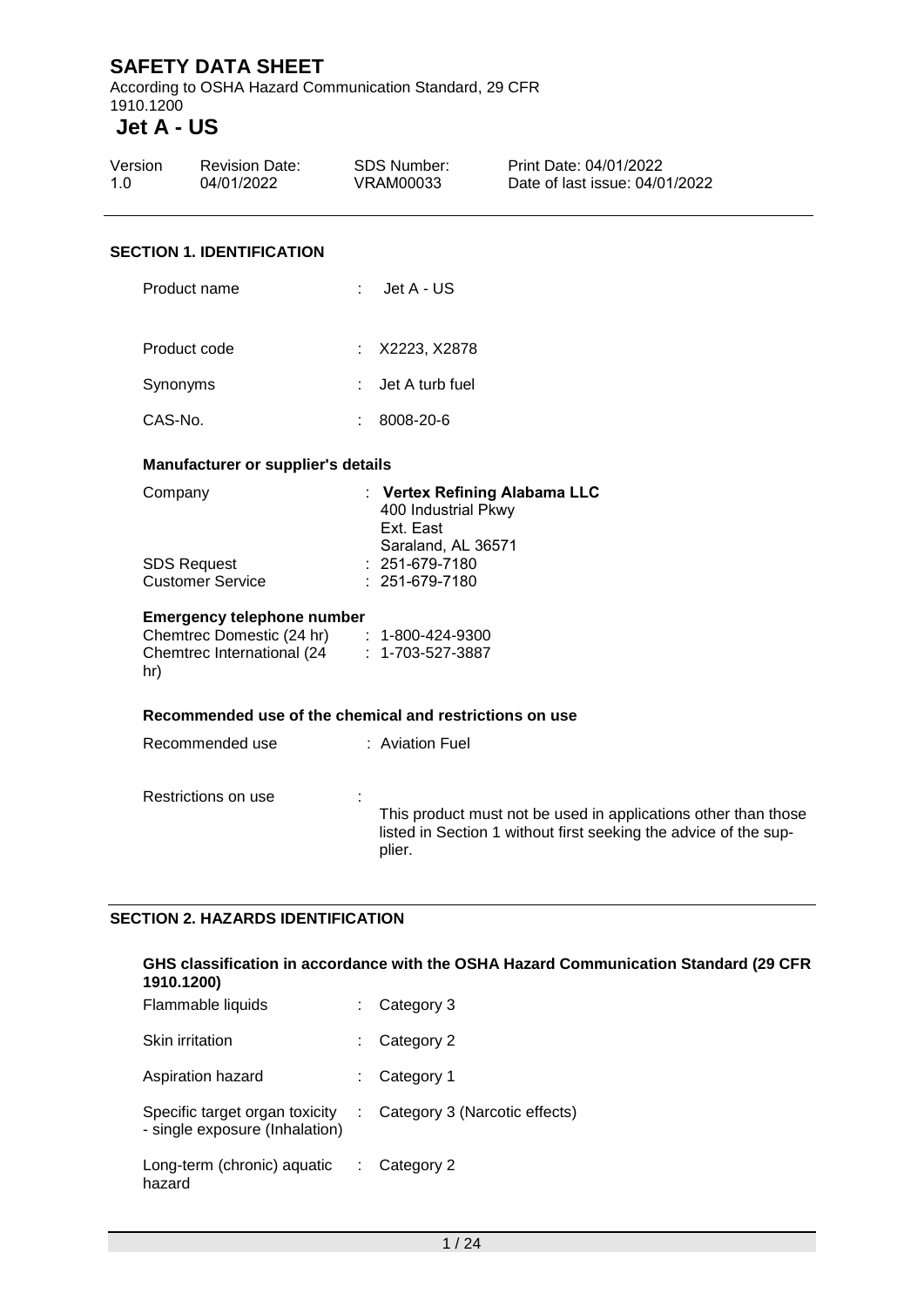# SAFETY DATA SHEET

According to OSHA Hazard Communication Standard, 29 CFR 1910.1200

## Jet A - US

| Version | Revision Date: | SDS Number: | Print Date: 04/01/2022 |
|---|---|---|---|
| 1.0 | 04/01/2022 | VRAM00033 | Date of last issue: 04/01/2022 |

### SECTION 1. IDENTIFICATION

Product name : Jet A - US

Product code : X2223, X2878

Synonyms : Jet A turb fuel

CAS-No. : 8008-20-6

**Manufacturer or supplier's details**

Company : **Vertex Refining Alabama LLC**
400 Industrial Pkwy
Ext. East
Saraland, AL 36571

SDS Request : 251-679-7180

Customer Service : 251-679-7180

**Emergency telephone number**

Chemtrec Domestic (24 hr) : 1-800-424-9300

Chemtrec International (24 hr) : 1-703-527-3887

**Recommended use of the chemical and restrictions on use**

Recommended use : Aviation Fuel

Restrictions on use : This product must not be used in applications other than those listed in Section 1 without first seeking the advice of the supplier.

### SECTION 2. HAZARDS IDENTIFICATION

**GHS classification in accordance with the OSHA Hazard Communication Standard (29 CFR 1910.1200)**

Flammable liquids : Category 3

Skin irritation : Category 2

Aspiration hazard : Category 1

Specific target organ toxicity - single exposure (Inhalation) : Category 3 (Narcotic effects)

Long-term (chronic) aquatic hazard : Category 2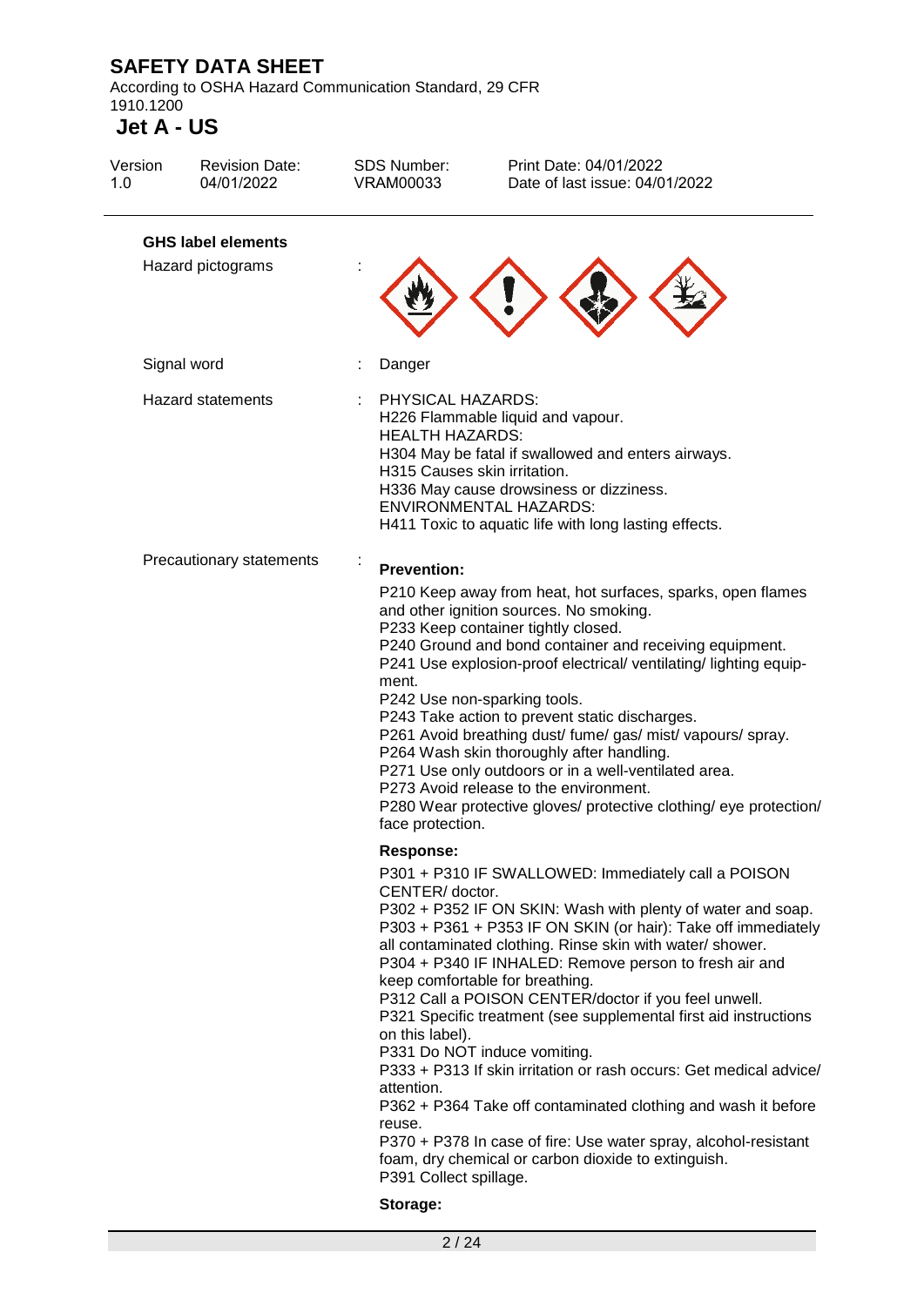### GHS label elements

Hazard pictograms :

Signal word : Danger

Hazard statements : PHYSICAL HAZARDS:
H226 Flammable liquid and vapour.
HEALTH HAZARDS:
H304 May be fatal if swallowed and enters airways.
H315 Causes skin irritation.
H336 May cause drowsiness or dizziness.
ENVIRONMENTAL HAZARDS:
H411 Toxic to aquatic life with long lasting effects.

Precautionary statements :

**Prevention:**

P210 Keep away from heat, hot surfaces, sparks, open flames and other ignition sources. No smoking.
P233 Keep container tightly closed.
P240 Ground and bond container and receiving equipment.
P241 Use explosion-proof electrical/ ventilating/ lighting equipment.
P242 Use non-sparking tools.
P243 Take action to prevent static discharges.
P261 Avoid breathing dust/ fume/ gas/ mist/ vapours/ spray.
P264 Wash skin thoroughly after handling.
P271 Use only outdoors or in a well-ventilated area.
P273 Avoid release to the environment.
P280 Wear protective gloves/ protective clothing/ eye protection/ face protection.

**Response:**

P301 + P310 IF SWALLOWED: Immediately call a POISON CENTER/ doctor.
P302 + P352 IF ON SKIN: Wash with plenty of water and soap.
P303 + P361 + P353 IF ON SKIN (or hair): Take off immediately all contaminated clothing. Rinse skin with water/ shower.
P304 + P340 IF INHALED: Remove person to fresh air and keep comfortable for breathing.
P312 Call a POISON CENTER/doctor if you feel unwell.
P321 Specific treatment (see supplemental first aid instructions on this label).
P331 Do NOT induce vomiting.
P333 + P313 If skin irritation or rash occurs: Get medical advice/ attention.
P362 + P364 Take off contaminated clothing and wash it before reuse.
P370 + P378 In case of fire: Use water spray, alcohol-resistant foam, dry chemical or carbon dioxide to extinguish.
P391 Collect spillage.

**Storage:**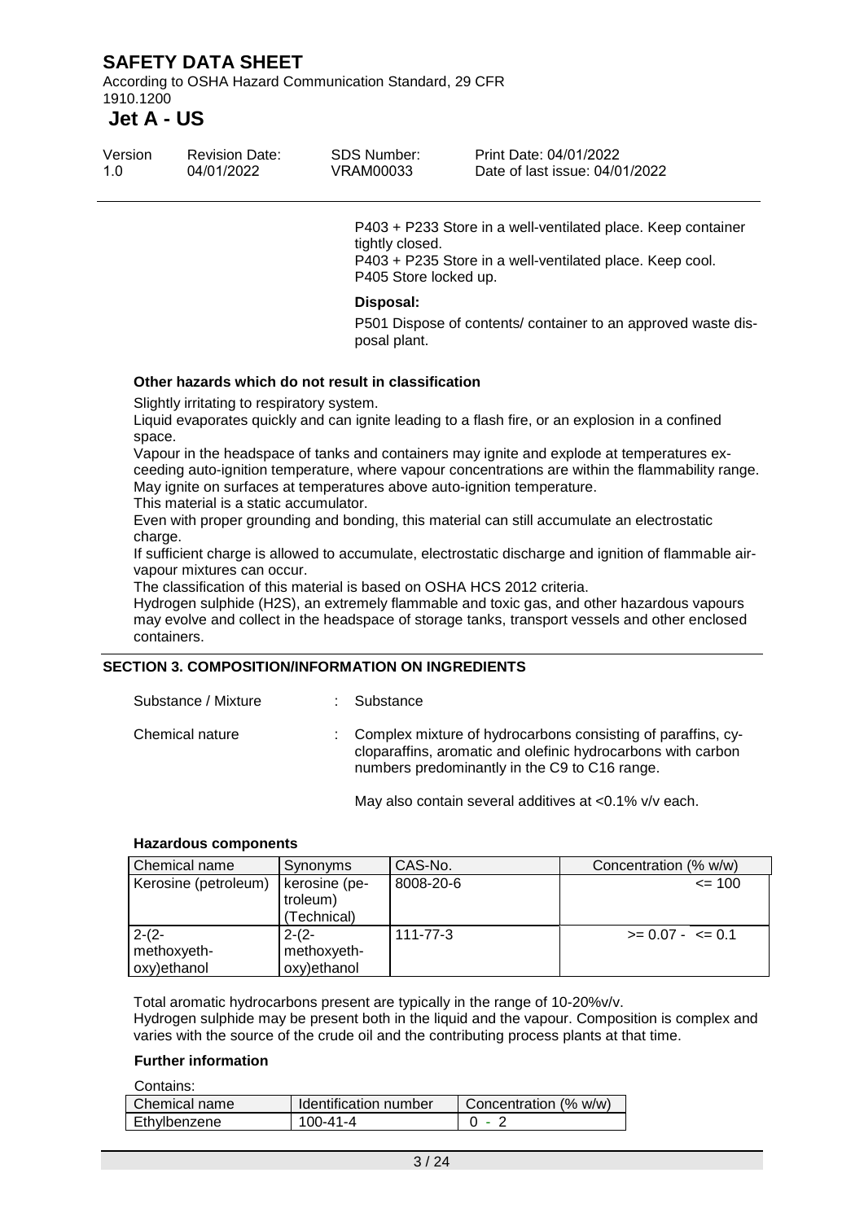P403 + P233 Store in a well-ventilated place. Keep container tightly closed.
P403 + P235 Store in a well-ventilated place. Keep cool.
P405 Store locked up.

**Disposal:**

P501 Dispose of contents/ container to an approved waste disposal plant.

**Other hazards which do not result in classification**

Slightly irritating to respiratory system.
Liquid evaporates quickly and can ignite leading to a flash fire, or an explosion in a confined space.
Vapour in the headspace of tanks and containers may ignite and explode at temperatures exceeding auto-ignition temperature, where vapour concentrations are within the flammability range.
May ignite on surfaces at temperatures above auto-ignition temperature.
This material is a static accumulator.
Even with proper grounding and bonding, this material can still accumulate an electrostatic charge.
If sufficient charge is allowed to accumulate, electrostatic discharge and ignition of flammable air-vapour mixtures can occur.
The classification of this material is based on OSHA HCS 2012 criteria.
Hydrogen sulphide (H2S), an extremely flammable and toxic gas, and other hazardous vapours may evolve and collect in the headspace of storage tanks, transport vessels and other enclosed containers.

## SECTION 3. COMPOSITION/INFORMATION ON INGREDIENTS

Substance / Mixture : Substance

Chemical nature : Complex mixture of hydrocarbons consisting of paraffins, cycloparaffins, aromatic and olefinic hydrocarbons with carbon numbers predominantly in the C9 to C16 range.

May also contain several additives at <0.1% v/v each.

**Hazardous components**

| Chemical name | Synonyms | CAS-No. | Concentration (% w/w) |
|---|---|---|---|
| Kerosine (petroleum) | kerosine (petroleum) (Technical) | 8008-20-6 | <= 100 |
| 2-(2-methoxyethoxy)ethanol | 2-(2-methoxyethoxy)ethanol | 111-77-3 | >= 0.07 - <= 0.1 |

Total aromatic hydrocarbons present are typically in the range of 10-20%v/v.
Hydrogen sulphide may be present both in the liquid and the vapour. Composition is complex and varies with the source of the crude oil and the contributing process plants at that time.

**Further information**

Contains:

| Chemical name | Identification number | Concentration (% w/w) |
|---|---|---|
| Ethylbenzene | 100-41-4 | 0 - 2 |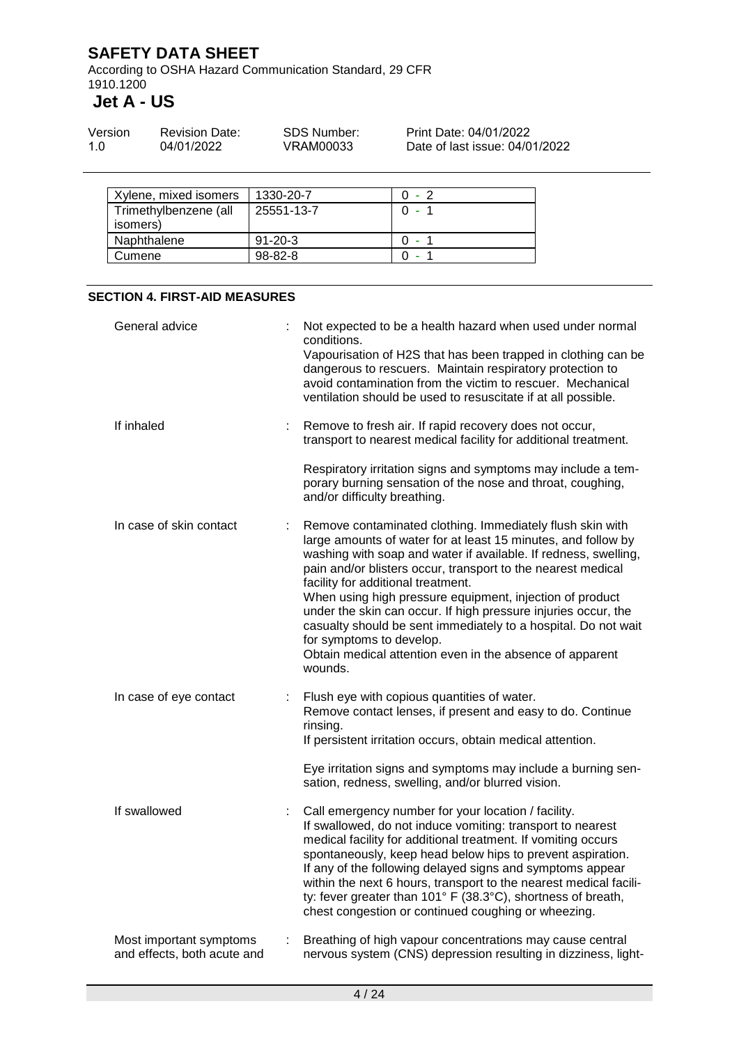| Xylene, mixed isomers | 1330-20-7 | 0 - 2 |
|---|---|---|
| Trimethylbenzene (all isomers) | 25551-13-7 | 0 - 1 |
| Naphthalene | 91-20-3 | 0 - 1 |
| Cumene | 98-82-8 | 0 - 1 |

## SECTION 4. FIRST-AID MEASURES

General advice : Not expected to be a health hazard when used under normal conditions.
Vapourisation of H2S that has been trapped in clothing can be dangerous to rescuers. Maintain respiratory protection to avoid contamination from the victim to rescuer. Mechanical ventilation should be used to resuscitate if at all possible.

If inhaled : Remove to fresh air. If rapid recovery does not occur, transport to nearest medical facility for additional treatment.

Respiratory irritation signs and symptoms may include a temporary burning sensation of the nose and throat, coughing, and/or difficulty breathing.

In case of skin contact : Remove contaminated clothing. Immediately flush skin with large amounts of water for at least 15 minutes, and follow by washing with soap and water if available. If redness, swelling, pain and/or blisters occur, transport to the nearest medical facility for additional treatment.
When using high pressure equipment, injection of product under the skin can occur. If high pressure injuries occur, the casualty should be sent immediately to a hospital. Do not wait for symptoms to develop.
Obtain medical attention even in the absence of apparent wounds.

In case of eye contact : Flush eye with copious quantities of water.
Remove contact lenses, if present and easy to do. Continue rinsing.
If persistent irritation occurs, obtain medical attention.

Eye irritation signs and symptoms may include a burning sensation, redness, swelling, and/or blurred vision.

If swallowed : Call emergency number for your location / facility.
If swallowed, do not induce vomiting: transport to nearest medical facility for additional treatment. If vomiting occurs spontaneously, keep head below hips to prevent aspiration.
If any of the following delayed signs and symptoms appear within the next 6 hours, transport to the nearest medical facility: fever greater than 101° F (38.3°C), shortness of breath, chest congestion or continued coughing or wheezing.

Most important symptoms and effects, both acute and : Breathing of high vapour concentrations may cause central nervous system (CNS) depression resulting in dizziness, light-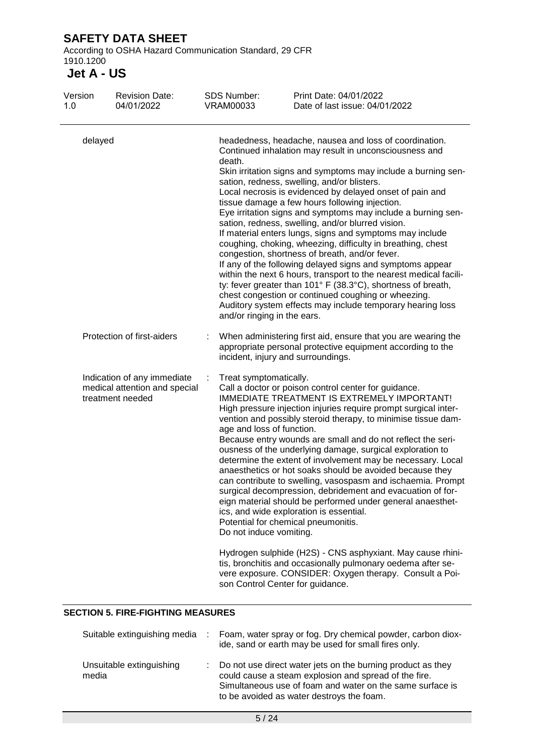| | | |
|---|---|---|
| delayed | | headedness, headache, nausea and loss of coordination. Continued inhalation may result in unconsciousness and death. Skin irritation signs and symptoms may include a burning sensation, redness, swelling, and/or blisters. Local necrosis is evidenced by delayed onset of pain and tissue damage a few hours following injection. Eye irritation signs and symptoms may include a burning sensation, redness, swelling, and/or blurred vision. If material enters lungs, signs and symptoms may include coughing, choking, wheezing, difficulty in breathing, chest congestion, shortness of breath, and/or fever. If any of the following delayed signs and symptoms appear within the next 6 hours, transport to the nearest medical facility: fever greater than 101° F (38.3°C), shortness of breath, chest congestion or continued coughing or wheezing. Auditory system effects may include temporary hearing loss and/or ringing in the ears. |
| Protection of first-aiders | : | When administering first aid, ensure that you are wearing the appropriate personal protective equipment according to the incident, injury and surroundings. |
| Indication of any immediate medical attention and special treatment needed | : | Treat symptomatically. Call a doctor or poison control center for guidance. IMMEDIATE TREATMENT IS EXTREMELY IMPORTANT! High pressure injection injuries require prompt surgical intervention and possibly steroid therapy, to minimise tissue damage and loss of function. Because entry wounds are small and do not reflect the seriousness of the underlying damage, surgical exploration to determine the extent of involvement may be necessary. Local anaesthetics or hot soaks should be avoided because they can contribute to swelling, vasospasm and ischaemia. Prompt surgical decompression, debridement and evacuation of foreign material should be performed under general anaesthetics, and wide exploration is essential. Potential for chemical pneumonitis. Do not induce vomiting.<br><br>Hydrogen sulphide ($H_2S$) - CNS asphyxiant. May cause rhinitis, bronchitis and occasionally pulmonary oedema after severe exposure. CONSIDER: Oxygen therapy. Consult a Poison Control Center for guidance. |

## SECTION 5. FIRE-FIGHTING MEASURES

| | | |
|---|---|---|
| Suitable extinguishing media | : | Foam, water spray or fog. Dry chemical powder, carbon dioxide, sand or earth may be used for small fires only. |
| Unsuitable extinguishing media | : | Do not use direct water jets on the burning product as they could cause a steam explosion and spread of the fire. Simultaneous use of foam and water on the same surface is to be avoided as water destroys the foam. |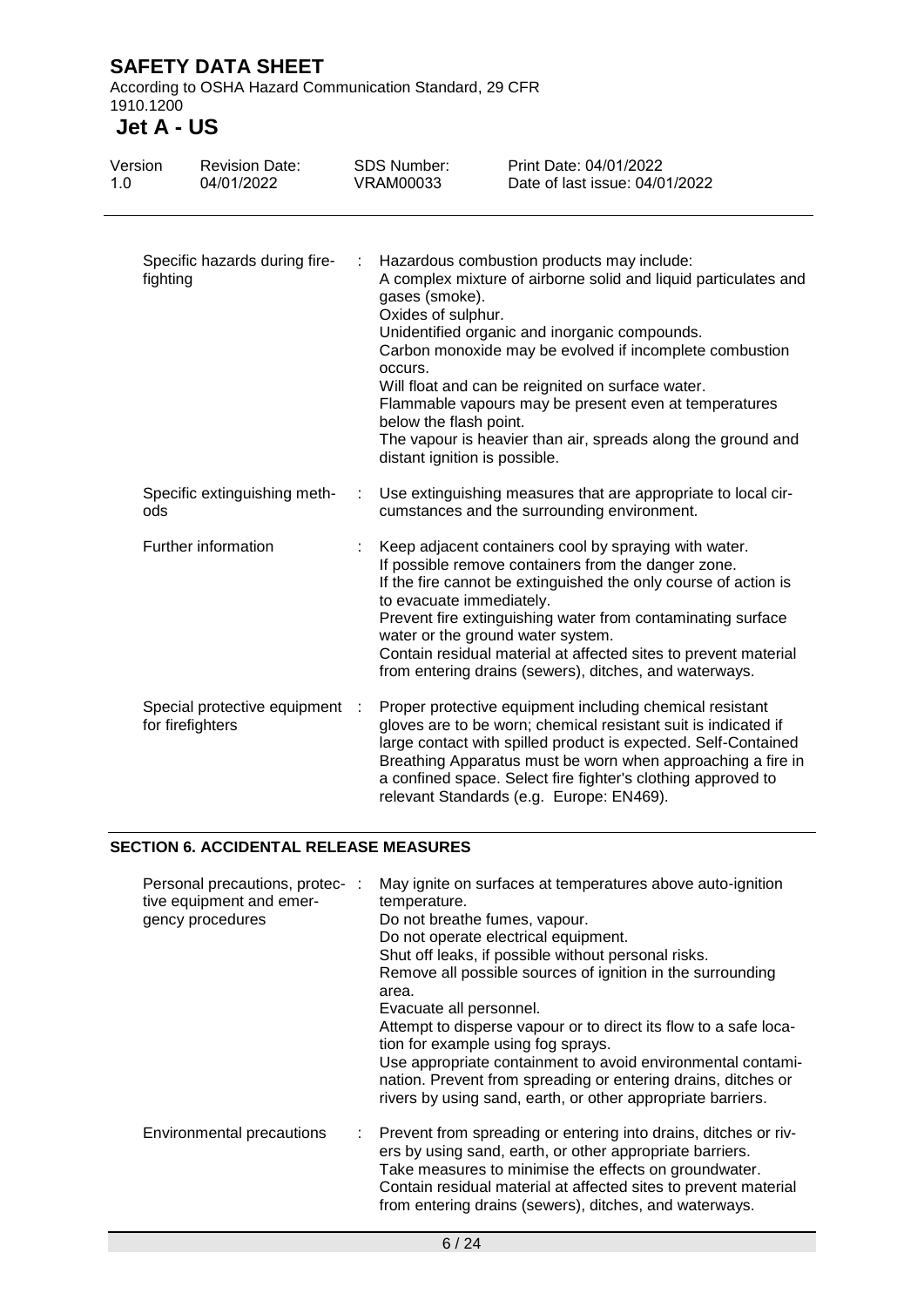| | |
|---|---|
| Specific hazards during firefighting | Hazardous combustion products may include:<br>A complex mixture of airborne solid and liquid particulates and gases (smoke).<br>Oxides of sulphur.<br>Unidentified organic and inorganic compounds.<br>Carbon monoxide may be evolved if incomplete combustion occurs.<br>Will float and can be reignited on surface water.<br>Flammable vapours may be present even at temperatures below the flash point.<br>The vapour is heavier than air, spreads along the ground and distant ignition is possible. |
| Specific extinguishing methods | Use extinguishing measures that are appropriate to local circumstances and the surrounding environment. |
| Further information | Keep adjacent containers cool by spraying with water.<br>If possible remove containers from the danger zone.<br>If the fire cannot be extinguished the only course of action is to evacuate immediately.<br>Prevent fire extinguishing water from contaminating surface water or the ground water system.<br>Contain residual material at affected sites to prevent material from entering drains (sewers), ditches, and waterways. |
| Special protective equipment for firefighters | Proper protective equipment including chemical resistant gloves are to be worn; chemical resistant suit is indicated if large contact with spilled product is expected. Self-Contained Breathing Apparatus must be worn when approaching a fire in a confined space. Select fire fighter's clothing approved to relevant Standards (e.g. Europe: EN469). |

## SECTION 6. ACCIDENTAL RELEASE MEASURES

| | |
|---|---|
| Personal precautions, protective equipment and emergency procedures | May ignite on surfaces at temperatures above auto-ignition temperature.<br>Do not breathe fumes, vapour.<br>Do not operate electrical equipment.<br>Shut off leaks, if possible without personal risks.<br>Remove all possible sources of ignition in the surrounding area.<br>Evacuate all personnel.<br>Attempt to disperse vapour or to direct its flow to a safe location for example using fog sprays.<br>Use appropriate containment to avoid environmental contamination. Prevent from spreading or entering drains, ditches or rivers by using sand, earth, or other appropriate barriers. |
| Environmental precautions | Prevent from spreading or entering into drains, ditches or rivers by using sand, earth, or other appropriate barriers.<br>Take measures to minimise the effects on groundwater.<br>Contain residual material at affected sites to prevent material from entering drains (sewers), ditches, and waterways. |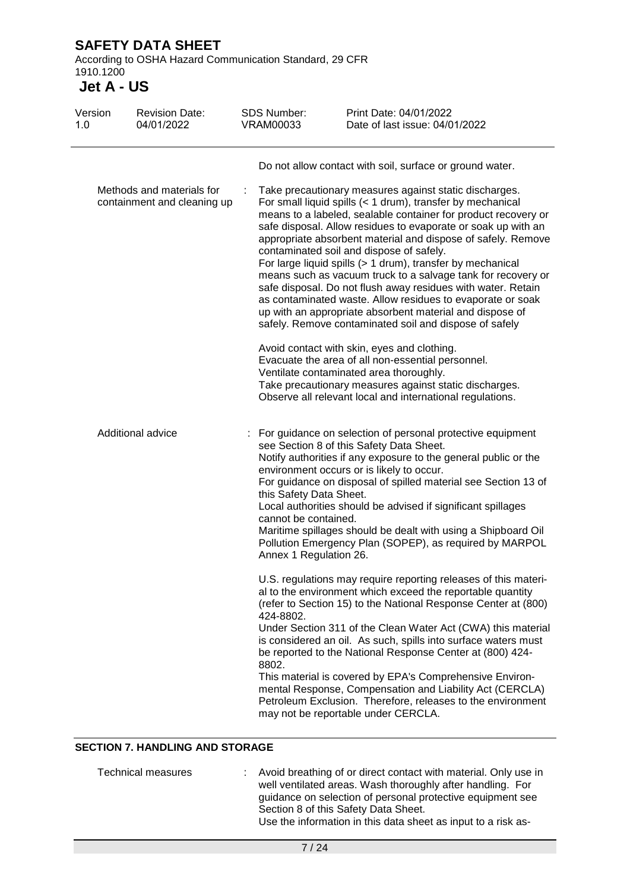Do not allow contact with soil, surface or ground water.

| | |
|---|---|
| Methods and materials for containment and cleaning up | Take precautionary measures against static discharges. For small liquid spills (< 1 drum), transfer by mechanical means to a labeled, sealable container for product recovery or safe disposal. Allow residues to evaporate or soak up with an appropriate absorbent material and dispose of safely. Remove contaminated soil and dispose of safely. For large liquid spills (> 1 drum), transfer by mechanical means such as vacuum truck to a salvage tank for recovery or safe disposal. Do not flush away residues with water. Retain as contaminated waste. Allow residues to evaporate or soak up with an appropriate absorbent material and dispose of safely. Remove contaminated soil and dispose of safely<br><br>Avoid contact with skin, eyes and clothing. Evacuate the area of all non-essential personnel. Ventilate contaminated area thoroughly. Take precautionary measures against static discharges. Observe all relevant local and international regulations. |
| Additional advice | For guidance on selection of personal protective equipment see Section 8 of this Safety Data Sheet. Notify authorities if any exposure to the general public or the environment occurs or is likely to occur. For guidance on disposal of spilled material see Section 13 of this Safety Data Sheet. Local authorities should be advised if significant spillages cannot be contained. Maritime spillages should be dealt with using a Shipboard Oil Pollution Emergency Plan (SOPEP), as required by MARPOL Annex 1 Regulation 26.<br><br>U.S. regulations may require reporting releases of this material to the environment which exceed the reportable quantity (refer to Section 15) to the National Response Center at (800) 424-8802. Under Section 311 of the Clean Water Act (CWA) this material is considered an oil. As such, spills into surface waters must be reported to the National Response Center at (800) 424-8802. This material is covered by EPA's Comprehensive Environmental Response, Compensation and Liability Act (CERCLA) Petroleum Exclusion. Therefore, releases to the environment may not be reportable under CERCLA. |

## SECTION 7. HANDLING AND STORAGE

| | |
|---|---|
| Technical measures | Avoid breathing of or direct contact with material. Only use in well ventilated areas. Wash thoroughly after handling. For guidance on selection of personal protective equipment see Section 8 of this Safety Data Sheet. Use the information in this data sheet as input to a risk as- |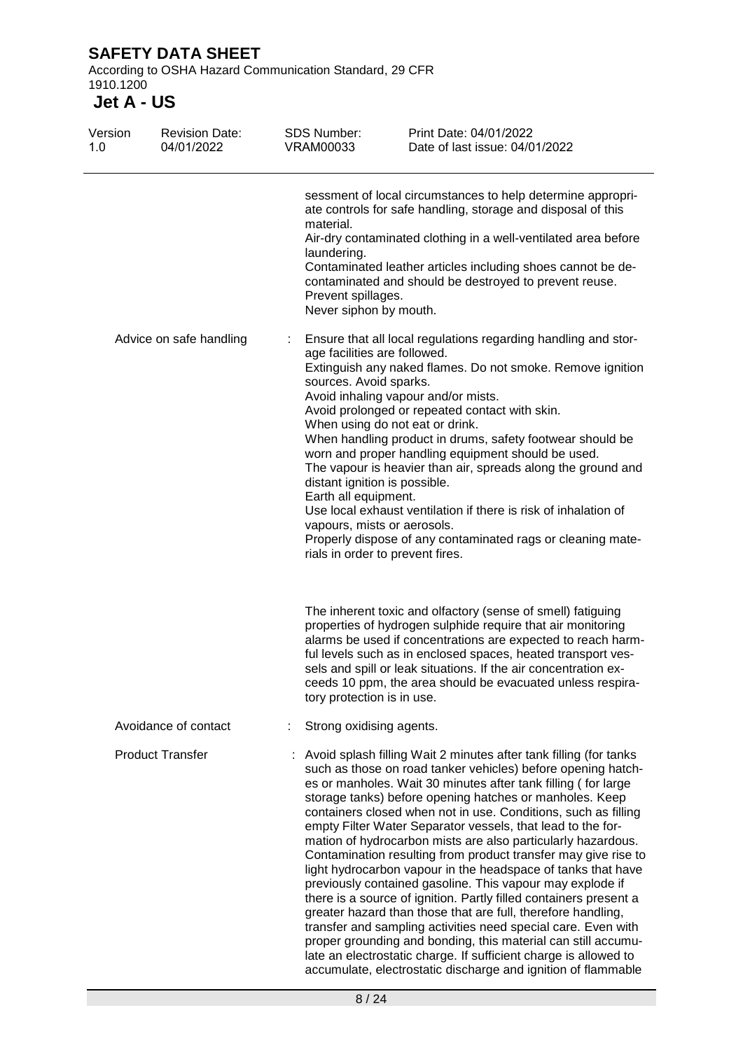sessment of local circumstances to help determine appropriate controls for safe handling, storage and disposal of this material.
Air-dry contaminated clothing in a well-ventilated area before laundering.
Contaminated leather articles including shoes cannot be decontaminated and should be destroyed to prevent reuse.
Prevent spillages.
Never siphon by mouth.

| | | |
|---|---|---|
| Advice on safe handling | : | Ensure that all local regulations regarding handling and storage facilities are followed.<br>Extinguish any naked flames. Do not smoke. Remove ignition sources. Avoid sparks.<br>Avoid inhaling vapour and/or mists.<br>Avoid prolonged or repeated contact with skin.<br>When using do not eat or drink.<br>When handling product in drums, safety footwear should be worn and proper handling equipment should be used.<br>The vapour is heavier than air, spreads along the ground and distant ignition is possible.<br>Earth all equipment.<br>Use local exhaust ventilation if there is risk of inhalation of vapours, mists or aerosols.<br>Properly dispose of any contaminated rags or cleaning materials in order to prevent fires.<br><br>The inherent toxic and olfactory (sense of smell) fatiguing properties of hydrogen sulphide require that air monitoring alarms be used if concentrations are expected to reach harmful levels such as in enclosed spaces, heated transport vessels and spill or leak situations. If the air concentration exceeds 10 ppm, the area should be evacuated unless respiratory protection is in use. |
| Avoidance of contact | : | Strong oxidising agents. |
| Product Transfer | : | Avoid splash filling Wait 2 minutes after tank filling (for tanks such as those on road tanker vehicles) before opening hatches or manholes. Wait 30 minutes after tank filling ( for large storage tanks) before opening hatches or manholes. Keep containers closed when not in use. Conditions, such as filling empty Filter Water Separator vessels, that lead to the formation of hydrocarbon mists are also particularly hazardous. Contamination resulting from product transfer may give rise to light hydrocarbon vapour in the headspace of tanks that have previously contained gasoline. This vapour may explode if there is a source of ignition. Partly filled containers present a greater hazard than those that are full, therefore handling, transfer and sampling activities need special care. Even with proper grounding and bonding, this material can still accumulate an electrostatic charge. If sufficient charge is allowed to accumulate, electrostatic discharge and ignition of flammable |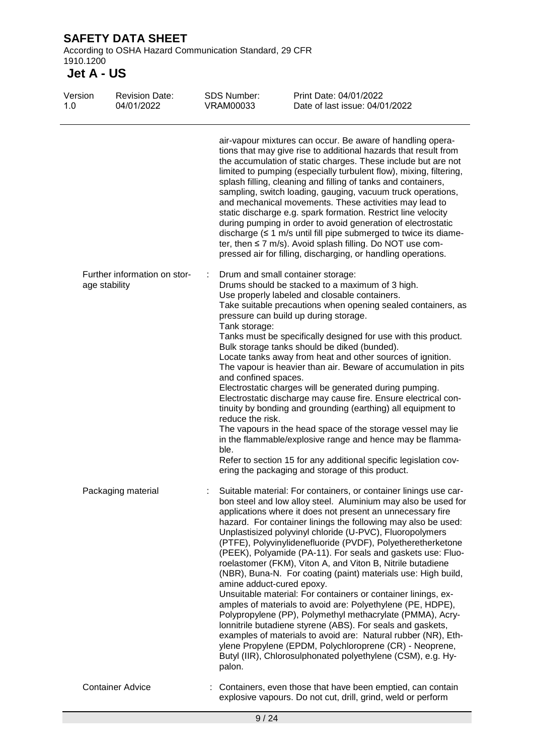air-vapour mixtures can occur. Be aware of handling operations that may give rise to additional hazards that result from the accumulation of static charges. These include but are not limited to pumping (especially turbulent flow), mixing, filtering, splash filling, cleaning and filling of tanks and containers, sampling, switch loading, gauging, vacuum truck operations, and mechanical movements. These activities may lead to static discharge e.g. spark formation. Restrict line velocity during pumping in order to avoid generation of electrostatic discharge (≤ 1 m/s until fill pipe submerged to twice its diameter, then ≤ 7 m/s). Avoid splash filling. Do NOT use compressed air for filling, discharging, or handling operations.

Further information on storage stability : Drum and small container storage:
Drums should be stacked to a maximum of 3 high.
Use properly labeled and closable containers.
Take suitable precautions when opening sealed containers, as pressure can build up during storage.
Tank storage:
Tanks must be specifically designed for use with this product.
Bulk storage tanks should be diked (bunded).
Locate tanks away from heat and other sources of ignition.
The vapour is heavier than air. Beware of accumulation in pits and confined spaces.
Electrostatic charges will be generated during pumping.
Electrostatic discharge may cause fire. Ensure electrical continuity by bonding and grounding (earthing) all equipment to reduce the risk.
The vapours in the head space of the storage vessel may lie in the flammable/explosive range and hence may be flammable.
Refer to section 15 for any additional specific legislation covering the packaging and storage of this product.

Packaging material : Suitable material: For containers, or container linings use carbon steel and low alloy steel. Aluminium may also be used for applications where it does not present an unnecessary fire hazard. For container linings the following may also be used: Unplastisized polyvinyl chloride (U-PVC), Fluoropolymers (PTFE), Polyvinylidenefluoride (PVDF), Polyetheretherketone (PEEK), Polyamide (PA-11). For seals and gaskets use: Fluoroelastomer (FKM), Viton A, and Viton B, Nitrile butadiene (NBR), Buna-N. For coating (paint) materials use: High build, amine adduct-cured epoxy.
Unsuitable material: For containers or container linings, examples of materials to avoid are: Polyethylene (PE, HDPE), Polypropylene (PP), Polymethyl methacrylate (PMMA), Acrylonnitrile butadiene styrene (ABS). For seals and gaskets, examples of materials to avoid are: Natural rubber (NR), Ethylene Propylene (EPDM, Polychloroprene (CR) - Neoprene, Butyl (IIR), Chlorosulphonated polyethylene (CSM), e.g. Hypalon.

Container Advice : Containers, even those that have been emptied, can contain explosive vapours. Do not cut, drill, grind, weld or perform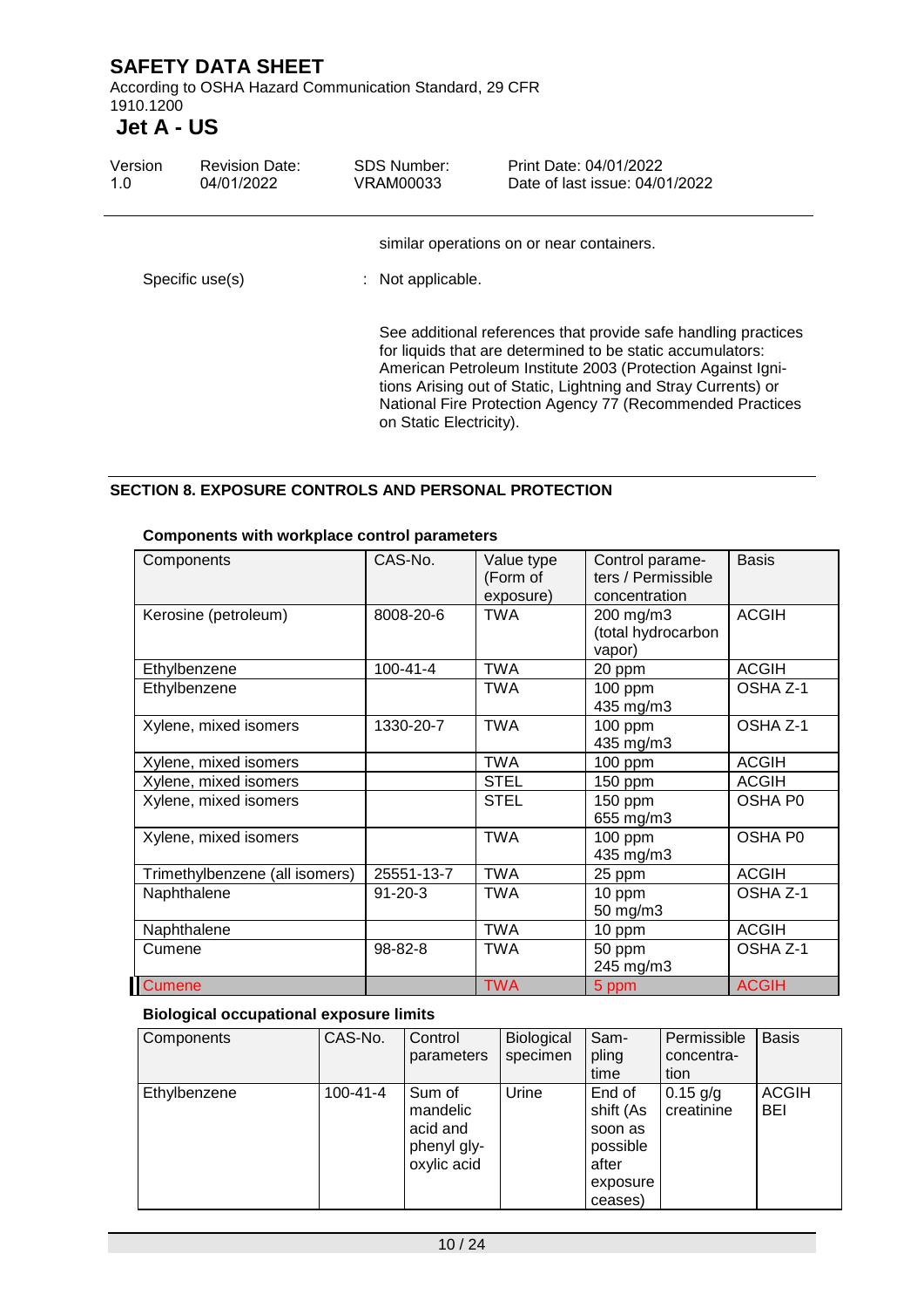similar operations on or near containers.

Specific use(s) : Not applicable.

See additional references that provide safe handling practices for liquids that are determined to be static accumulators: American Petroleum Institute 2003 (Protection Against Ignitions Arising out of Static, Lightning and Stray Currents) or National Fire Protection Agency 77 (Recommended Practices on Static Electricity).

## SECTION 8. EXPOSURE CONTROLS AND PERSONAL PROTECTION

**Components with workplace control parameters**

| Components | CAS-No. | Value type (Form of exposure) | Control parameters / Permissible concentration | Basis |
|---|---|---|---|---|
| Kerosine (petroleum) | 8008-20-6 | TWA | 200 mg/m3 (total hydrocarbon vapor) | ACGIH |
| Ethylbenzene | 100-41-4 | TWA | 20 ppm | ACGIH |
| Ethylbenzene | | TWA | 100 ppm 435 mg/m3 | OSHA Z-1 |
| Xylene, mixed isomers | 1330-20-7 | TWA | 100 ppm 435 mg/m3 | OSHA Z-1 |
| Xylene, mixed isomers | | TWA | 100 ppm | ACGIH |
| Xylene, mixed isomers | | STEL | 150 ppm | ACGIH |
| Xylene, mixed isomers | | STEL | 150 ppm 655 mg/m3 | OSHA P0 |
| Xylene, mixed isomers | | TWA | 100 ppm 435 mg/m3 | OSHA P0 |
| Trimethylbenzene (all isomers) | 25551-13-7 | TWA | 25 ppm | ACGIH |
| Naphthalene | 91-20-3 | TWA | 10 ppm 50 mg/m3 | OSHA Z-1 |
| Naphthalene | | TWA | 10 ppm | ACGIH |
| Cumene | 98-82-8 | TWA | 50 ppm 245 mg/m3 | OSHA Z-1 |
| Cumene | | TWA | 5 ppm | ACGIH |

**Biological occupational exposure limits**

| Components | CAS-No. | Control parameters | Biological specimen | Sampling time | Permissible concentration | Basis |
|---|---|---|---|---|---|---|
| Ethylbenzene | 100-41-4 | Sum of mandelic acid and phenyl glyoxylic acid | Urine | End of shift (As soon as possible after exposure ceases) | 0.15 g/g creatinine | ACGIH BEI |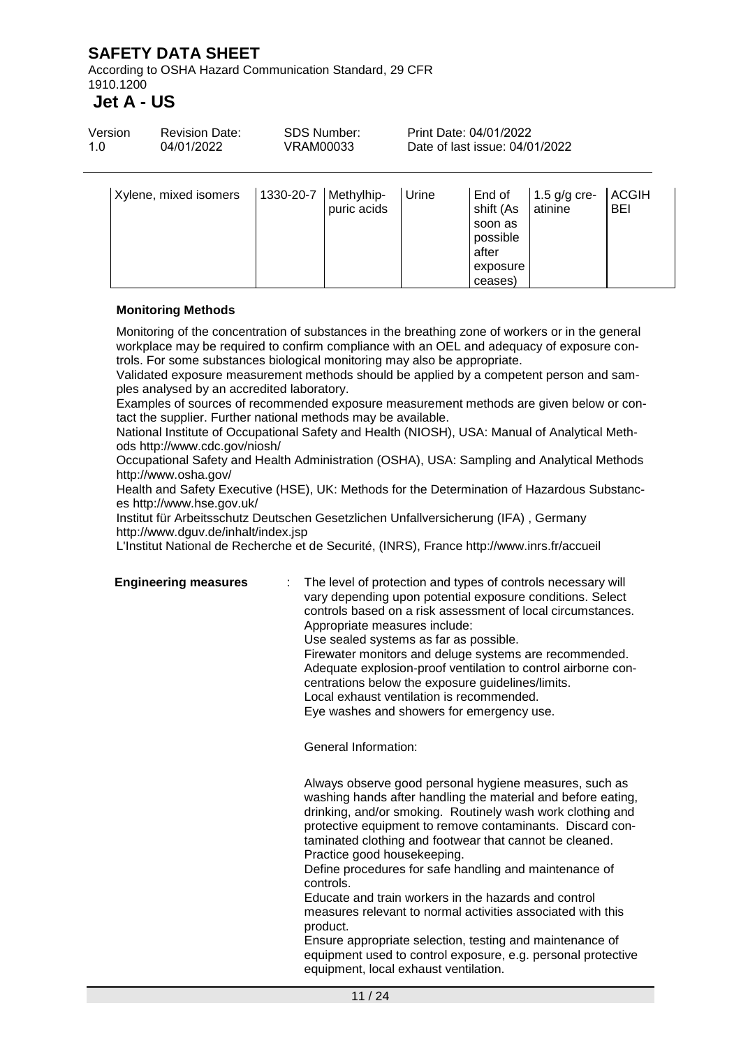| Xylene, mixed isomers | 1330-20-7 | Methylhippuric acids | Urine | End of shift (As soon as possible after exposure ceases) | 1.5 g/g creatinine | ACGIH BEI |
|---|---|---|---|---|---|---|

**Monitoring Methods**

Monitoring of the concentration of substances in the breathing zone of workers or in the general workplace may be required to confirm compliance with an OEL and adequacy of exposure controls. For some substances biological monitoring may also be appropriate.
Validated exposure measurement methods should be applied by a competent person and samples analysed by an accredited laboratory.
Examples of sources of recommended exposure measurement methods are given below or contact the supplier. Further national methods may be available.
National Institute of Occupational Safety and Health (NIOSH), USA: Manual of Analytical Methods http://www.cdc.gov/niosh/
Occupational Safety and Health Administration (OSHA), USA: Sampling and Analytical Methods http://www.osha.gov/
Health and Safety Executive (HSE), UK: Methods for the Determination of Hazardous Substances http://www.hse.gov.uk/
Institut für Arbeitsschutz Deutschen Gesetzlichen Unfallversicherung (IFA) , Germany http://www.dguv.de/inhalt/index.jsp
L'Institut National de Recherche et de Securité, (INRS), France http://www.inrs.fr/accueil

**Engineering measures** : The level of protection and types of controls necessary will vary depending upon potential exposure conditions. Select controls based on a risk assessment of local circumstances.
Appropriate measures include:
Use sealed systems as far as possible.
Firewater monitors and deluge systems are recommended.
Adequate explosion-proof ventilation to control airborne concentrations below the exposure guidelines/limits.
Local exhaust ventilation is recommended.
Eye washes and showers for emergency use.

General Information:

Always observe good personal hygiene measures, such as washing hands after handling the material and before eating, drinking, and/or smoking. Routinely wash work clothing and protective equipment to remove contaminants. Discard contaminated clothing and footwear that cannot be cleaned.
Practice good housekeeping.
Define procedures for safe handling and maintenance of controls.
Educate and train workers in the hazards and control measures relevant to normal activities associated with this product.
Ensure appropriate selection, testing and maintenance of equipment used to control exposure, e.g. personal protective equipment, local exhaust ventilation.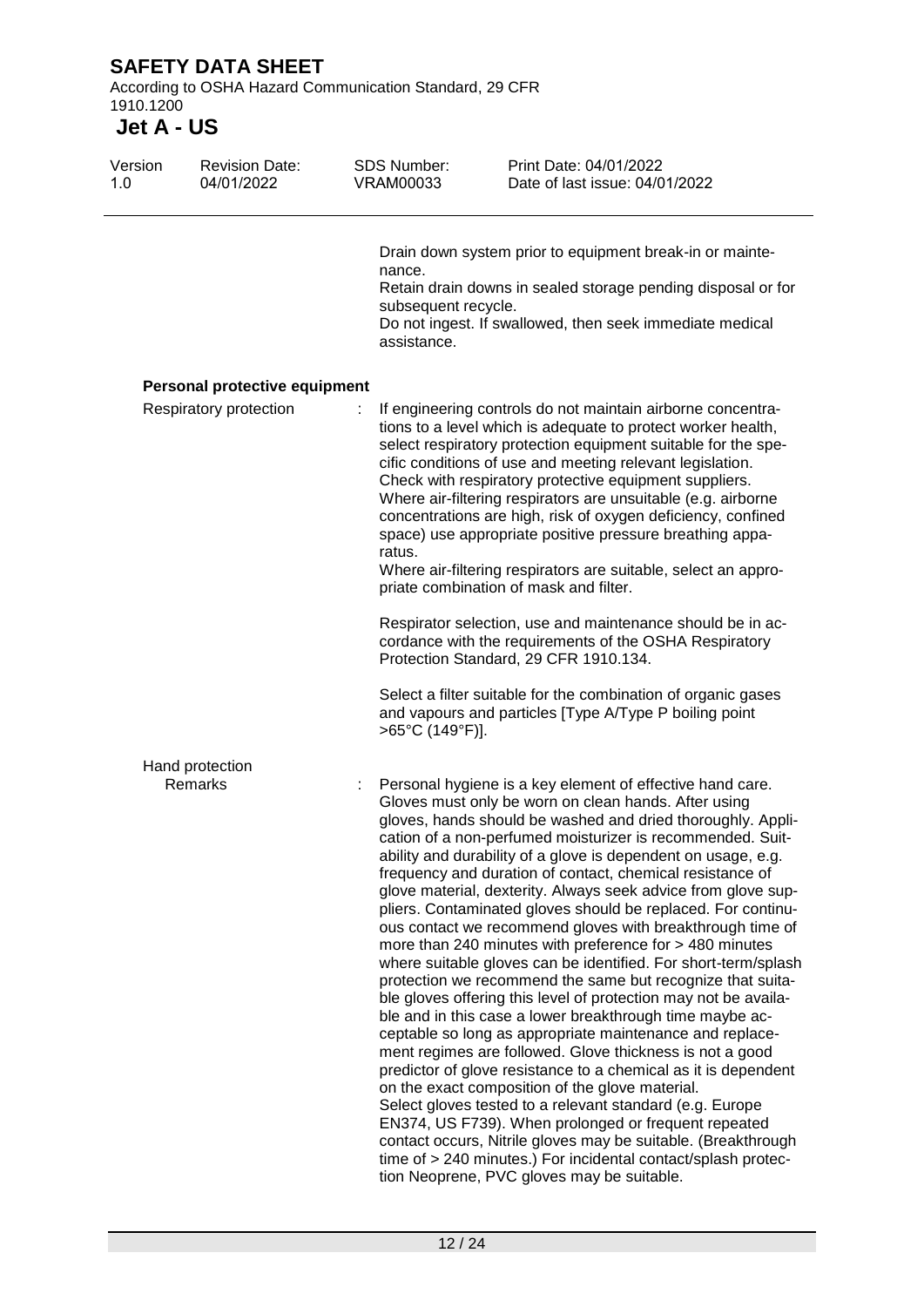Drain down system prior to equipment break-in or maintenance.
Retain drain downs in sealed storage pending disposal or for subsequent recycle.
Do not ingest. If swallowed, then seek immediate medical assistance.

**Personal protective equipment**

Respiratory protection : If engineering controls do not maintain airborne concentrations to a level which is adequate to protect worker health, select respiratory protection equipment suitable for the specific conditions of use and meeting relevant legislation. Check with respiratory protective equipment suppliers. Where air-filtering respirators are unsuitable (e.g. airborne concentrations are high, risk of oxygen deficiency, confined space) use appropriate positive pressure breathing apparatus.
Where air-filtering respirators are suitable, select an appropriate combination of mask and filter.

Respirator selection, use and maintenance should be in accordance with the requirements of the OSHA Respiratory Protection Standard, 29 CFR 1910.134.

Select a filter suitable for the combination of organic gases and vapours and particles [Type A/Type P boiling point >65°C (149°F)].

Hand protection

Remarks : Personal hygiene is a key element of effective hand care. Gloves must only be worn on clean hands. After using gloves, hands should be washed and dried thoroughly. Application of a non-perfumed moisturizer is recommended. Suitability and durability of a glove is dependent on usage, e.g. frequency and duration of contact, chemical resistance of glove material, dexterity. Always seek advice from glove suppliers. Contaminated gloves should be replaced. For continuous contact we recommend gloves with breakthrough time of more than 240 minutes with preference for > 480 minutes where suitable gloves can be identified. For short-term/splash protection we recommend the same but recognize that suitable gloves offering this level of protection may not be available and in this case a lower breakthrough time maybe acceptable so long as appropriate maintenance and replacement regimes are followed. Glove thickness is not a good predictor of glove resistance to a chemical as it is dependent on the exact composition of the glove material.
Select gloves tested to a relevant standard (e.g. Europe EN374, US F739). When prolonged or frequent repeated contact occurs, Nitrile gloves may be suitable. (Breakthrough time of > 240 minutes.) For incidental contact/splash protection Neoprene, PVC gloves may be suitable.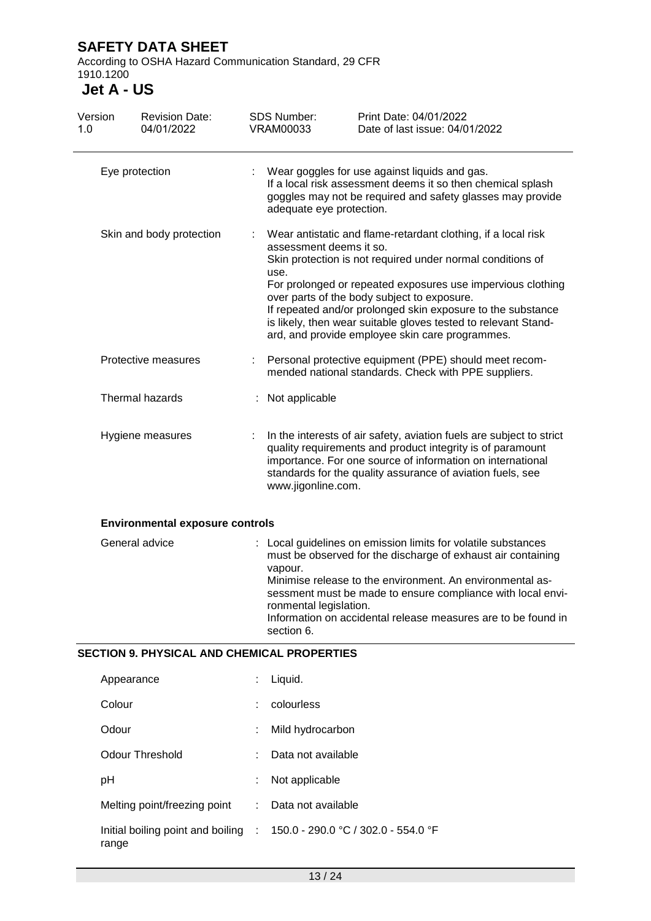| | |
|---|---|
| Eye protection | : Wear goggles for use against liquids and gas.<br>If a local risk assessment deems it so then chemical splash goggles may not be required and safety glasses may provide adequate eye protection. |
| Skin and body protection | : Wear antistatic and flame-retardant clothing, if a local risk assessment deems it so.<br>Skin protection is not required under normal conditions of use.<br>For prolonged or repeated exposures use impervious clothing over parts of the body subject to exposure.<br>If repeated and/or prolonged skin exposure to the substance is likely, then wear suitable gloves tested to relevant Standard, and provide employee skin care programmes. |
| Protective measures | : Personal protective equipment (PPE) should meet recommended national standards. Check with PPE suppliers. |
| Thermal hazards | : Not applicable |
| Hygiene measures | : In the interests of air safety, aviation fuels are subject to strict quality requirements and product integrity is of paramount importance. For one source of information on international standards for the quality assurance of aviation fuels, see www.jigonline.com. |

**Environmental exposure controls**

| | |
|---|---|
| General advice | : Local guidelines on emission limits for volatile substances must be observed for the discharge of exhaust air containing vapour.<br>Minimise release to the environment. An environmental assessment must be made to ensure compliance with local environmental legislation.<br>Information on accidental release measures are to be found in section 6. |

## SECTION 9. PHYSICAL AND CHEMICAL PROPERTIES

| | |
|---|---|
| Appearance | : Liquid. |
| Colour | : colourless |
| Odour | : Mild hydrocarbon |
| Odour Threshold | : Data not available |
| pH | : Not applicable |
| Melting point/freezing point | : Data not available |
| Initial boiling point and boiling range | : 150.0 - 290.0 °C / 302.0 - 554.0 °F |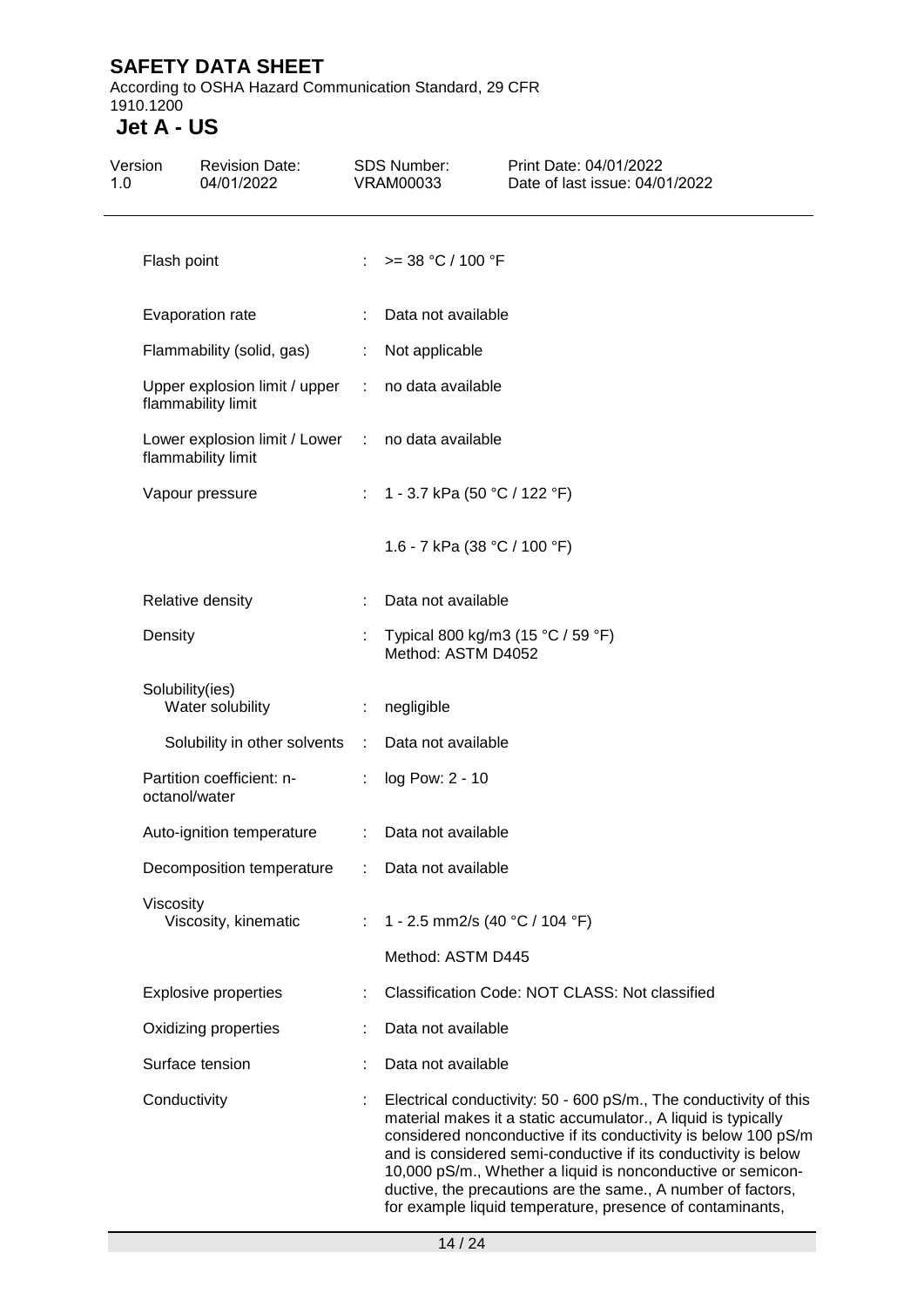| | | |
|---|---|---|
| Flash point | : | >= 38 °C / 100 °F |
| Evaporation rate | : | Data not available |
| Flammability (solid, gas) | : | Not applicable |
| Upper explosion limit / upper flammability limit | : | no data available |
| Lower explosion limit / Lower flammability limit | : | no data available |
| Vapour pressure | : | 1 - 3.7 kPa (50 °C / 122 °F)<br><br>1.6 - 7 kPa (38 °C / 100 °F) |
| Relative density | : | Data not available |
| Density | : | Typical 800 kg/m3 (15 °C / 59 °F)<br>Method: ASTM D4052 |
| Solubility(ies)<br>Water solubility | : | negligible |
| Solubility in other solvents | : | Data not available |
| Partition coefficient: n-octanol/water | : | log Pow: 2 - 10 |
| Auto-ignition temperature | : | Data not available |
| Decomposition temperature | : | Data not available |
| Viscosity<br>Viscosity, kinematic | : | 1 - 2.5 mm2/s (40 °C / 104 °F)<br><br>Method: ASTM D445 |
| Explosive properties | : | Classification Code: NOT CLASS: Not classified |
| Oxidizing properties | : | Data not available |
| Surface tension | : | Data not available |
| Conductivity | : | Electrical conductivity: 50 - 600 pS/m., The conductivity of this material makes it a static accumulator., A liquid is typically considered nonconductive if its conductivity is below 100 pS/m and is considered semi-conductive if its conductivity is below 10,000 pS/m., Whether a liquid is nonconductive or semiconductive, the precautions are the same., A number of factors, for example liquid temperature, presence of contaminants, |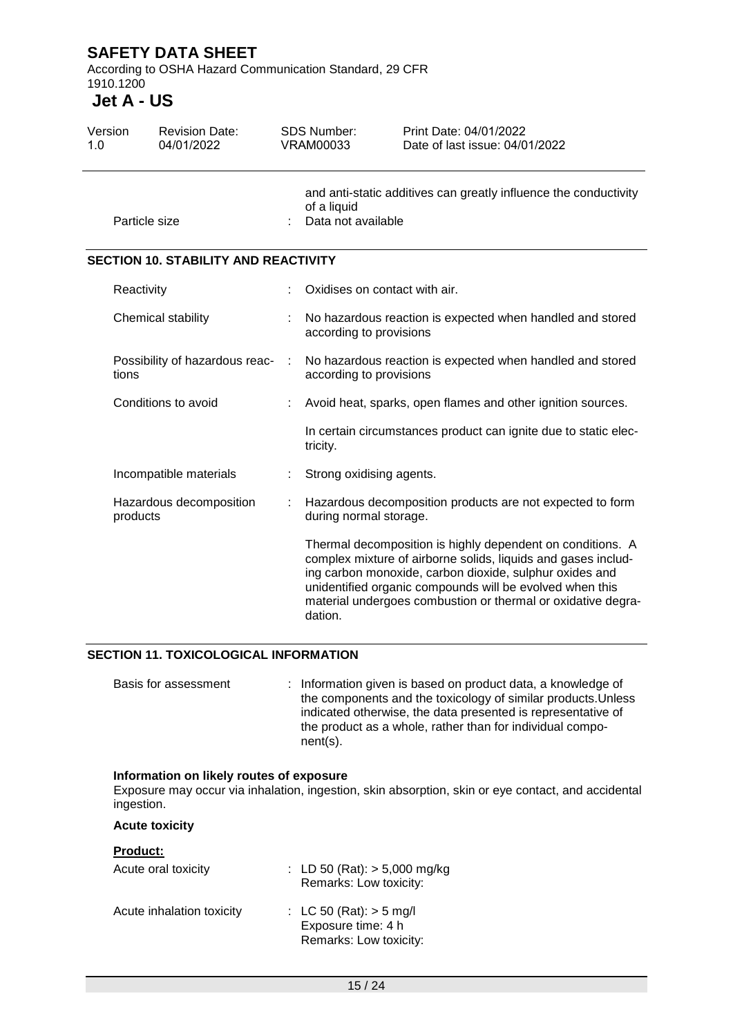and anti-static additives can greatly influence the conductivity of a liquid

| | | |
|---|---|---|
| Particle size | : | Data not available |

## SECTION 10. STABILITY AND REACTIVITY

| | | |
|---|---|---|
| Reactivity | : | Oxidises on contact with air. |
| Chemical stability | : | No hazardous reaction is expected when handled and stored according to provisions |
| Possibility of hazardous reactions | : | No hazardous reaction is expected when handled and stored according to provisions |
| Conditions to avoid | : | Avoid heat, sparks, open flames and other ignition sources.<br><br>In certain circumstances product can ignite due to static electricity. |
| Incompatible materials | : | Strong oxidising agents. |
| Hazardous decomposition products | : | Hazardous decomposition products are not expected to form during normal storage.<br><br>Thermal decomposition is highly dependent on conditions. A complex mixture of airborne solids, liquids and gases including carbon monoxide, carbon dioxide, sulphur oxides and unidentified organic compounds will be evolved when this material undergoes combustion or thermal or oxidative degradation. |

## SECTION 11. TOXICOLOGICAL INFORMATION

| | | |
|---|---|---|
| Basis for assessment | : | Information given is based on product data, a knowledge of the components and the toxicology of similar products.Unless indicated otherwise, the data presented is representative of the product as a whole, rather than for individual component(s). |

**Information on likely routes of exposure**

Exposure may occur via inhalation, ingestion, skin absorption, skin or eye contact, and accidental ingestion.

**Acute toxicity**

**Product:**

| | | |
|---|---|---|
| Acute oral toxicity | : | LD 50 (Rat): > 5,000 mg/kg<br>Remarks: Low toxicity: |
| Acute inhalation toxicity | : | LC 50 (Rat): > 5 mg/l<br>Exposure time: 4 h<br>Remarks: Low toxicity: |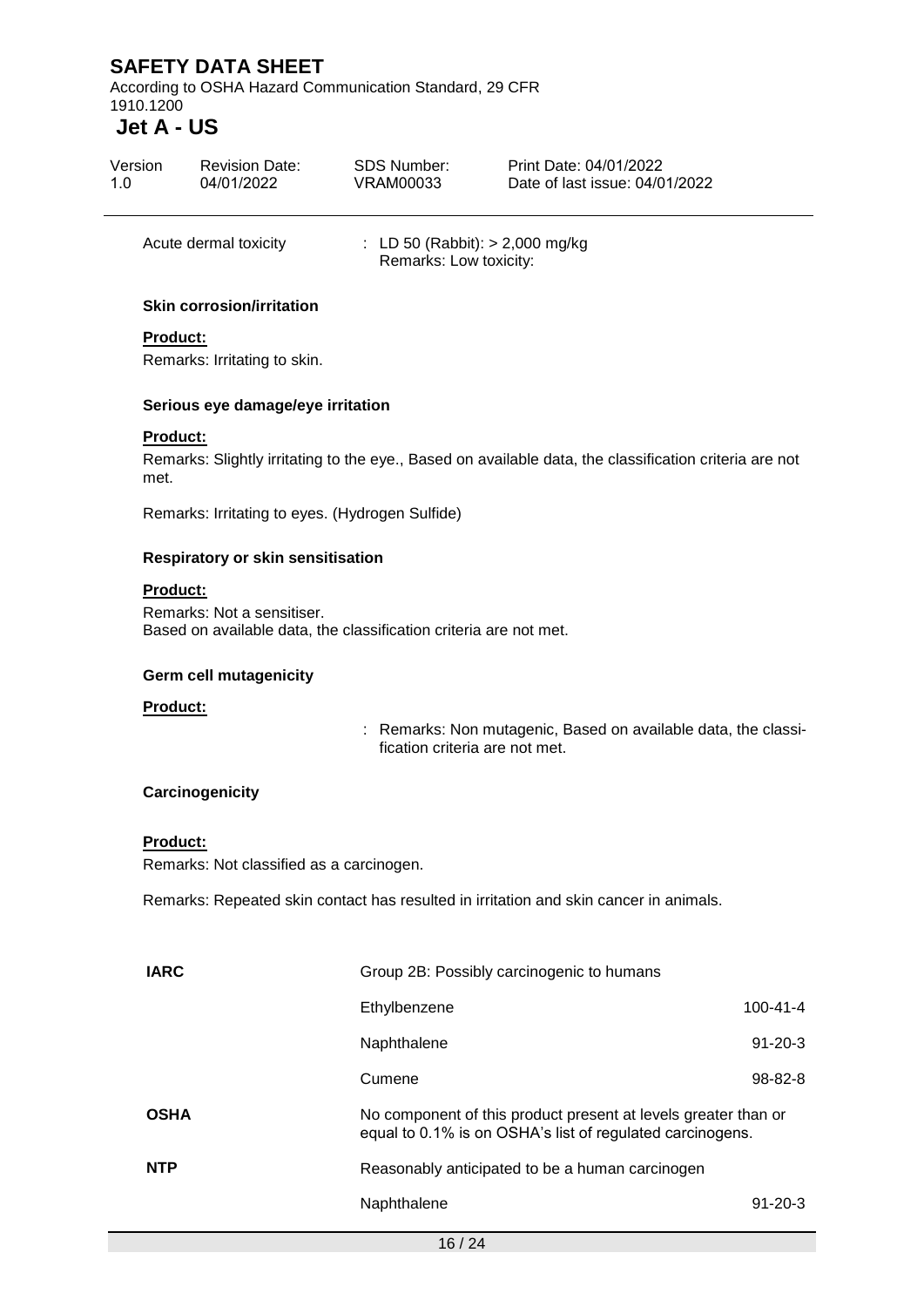Acute dermal toxicity : LD 50 (Rabbit): > 2,000 mg/kg
Remarks: Low toxicity:

**Skin corrosion/irritation**

**Product:**

Remarks: Irritating to skin.

**Serious eye damage/eye irritation**

**Product:**

Remarks: Slightly irritating to the eye., Based on available data, the classification criteria are not met.

Remarks: Irritating to eyes. (Hydrogen Sulfide)

**Respiratory or skin sensitisation**

**Product:**

Remarks: Not a sensitiser.
Based on available data, the classification criteria are not met.

**Germ cell mutagenicity**

**Product:**

: Remarks: Non mutagenic, Based on available data, the classification criteria are not met.

**Carcinogenicity**

**Product:**

Remarks: Not classified as a carcinogen.

Remarks: Repeated skin contact has resulted in irritation and skin cancer in animals.

| | | |
|---|---|---|
| **IARC** | Group 2B: Possibly carcinogenic to humans | |
| | Ethylbenzene | 100-41-4 |
| | Naphthalene | 91-20-3 |
| | Cumene | 98-82-8 |
| **OSHA** | No component of this product present at levels greater than or equal to 0.1% is on OSHA's list of regulated carcinogens. | |
| **NTP** | Reasonably anticipated to be a human carcinogen | |
| | Naphthalene | 91-20-3 |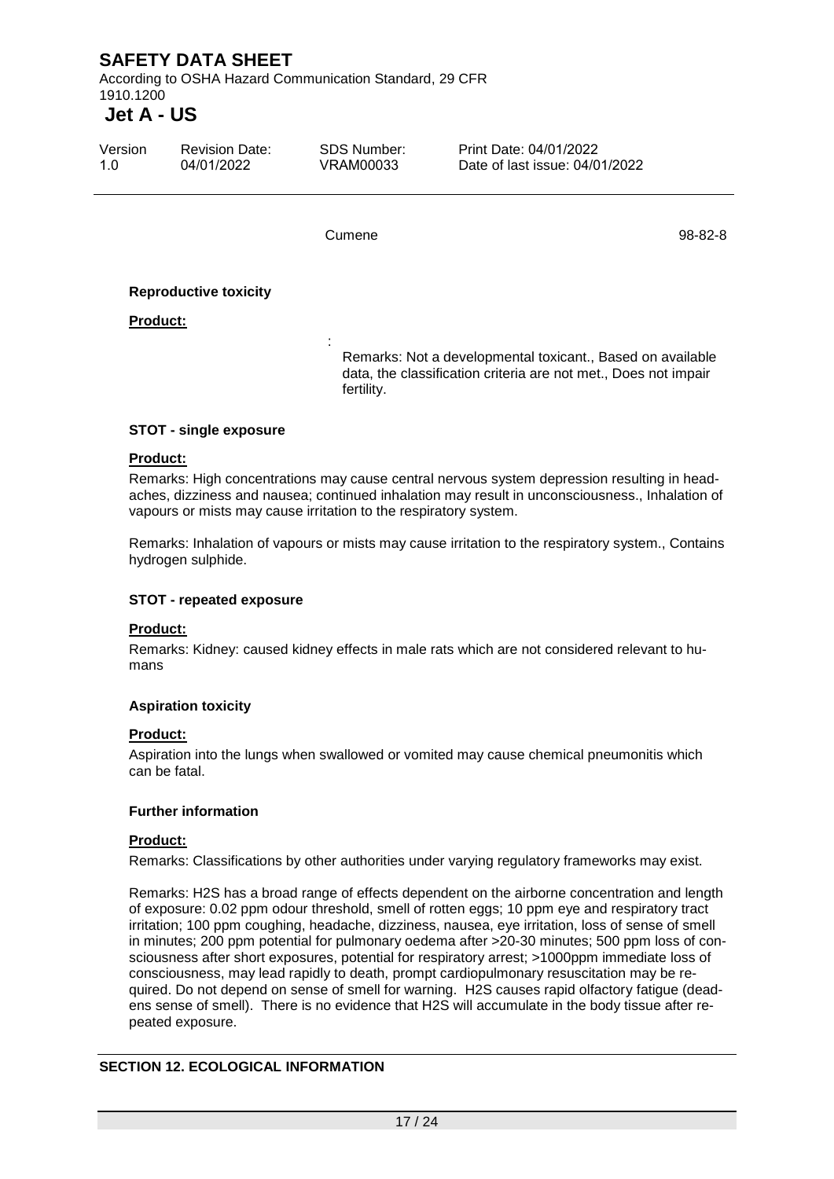Cumene 98-82-8

**Reproductive toxicity**

**Product:**

: Remarks: Not a developmental toxicant., Based on available data, the classification criteria are not met., Does not impair fertility.

**STOT - single exposure**

**Product:**

Remarks: High concentrations may cause central nervous system depression resulting in headaches, dizziness and nausea; continued inhalation may result in unconsciousness., Inhalation of vapours or mists may cause irritation to the respiratory system.

Remarks: Inhalation of vapours or mists may cause irritation to the respiratory system., Contains hydrogen sulphide.

**STOT - repeated exposure**

**Product:**

Remarks: Kidney: caused kidney effects in male rats which are not considered relevant to humans

**Aspiration toxicity**

**Product:**

Aspiration into the lungs when swallowed or vomited may cause chemical pneumonitis which can be fatal.

**Further information**

**Product:**

Remarks: Classifications by other authorities under varying regulatory frameworks may exist.

Remarks: H2S has a broad range of effects dependent on the airborne concentration and length of exposure: 0.02 ppm odour threshold, smell of rotten eggs; 10 ppm eye and respiratory tract irritation; 100 ppm coughing, headache, dizziness, nausea, eye irritation, loss of sense of smell in minutes; 200 ppm potential for pulmonary oedema after >20-30 minutes; 500 ppm loss of consciousness after short exposures, potential for respiratory arrest; >1000ppm immediate loss of consciousness, may lead rapidly to death, prompt cardiopulmonary resuscitation may be required. Do not depend on sense of smell for warning. H2S causes rapid olfactory fatigue (deadens sense of smell). There is no evidence that H2S will accumulate in the body tissue after repeated exposure.

## SECTION 12. ECOLOGICAL INFORMATION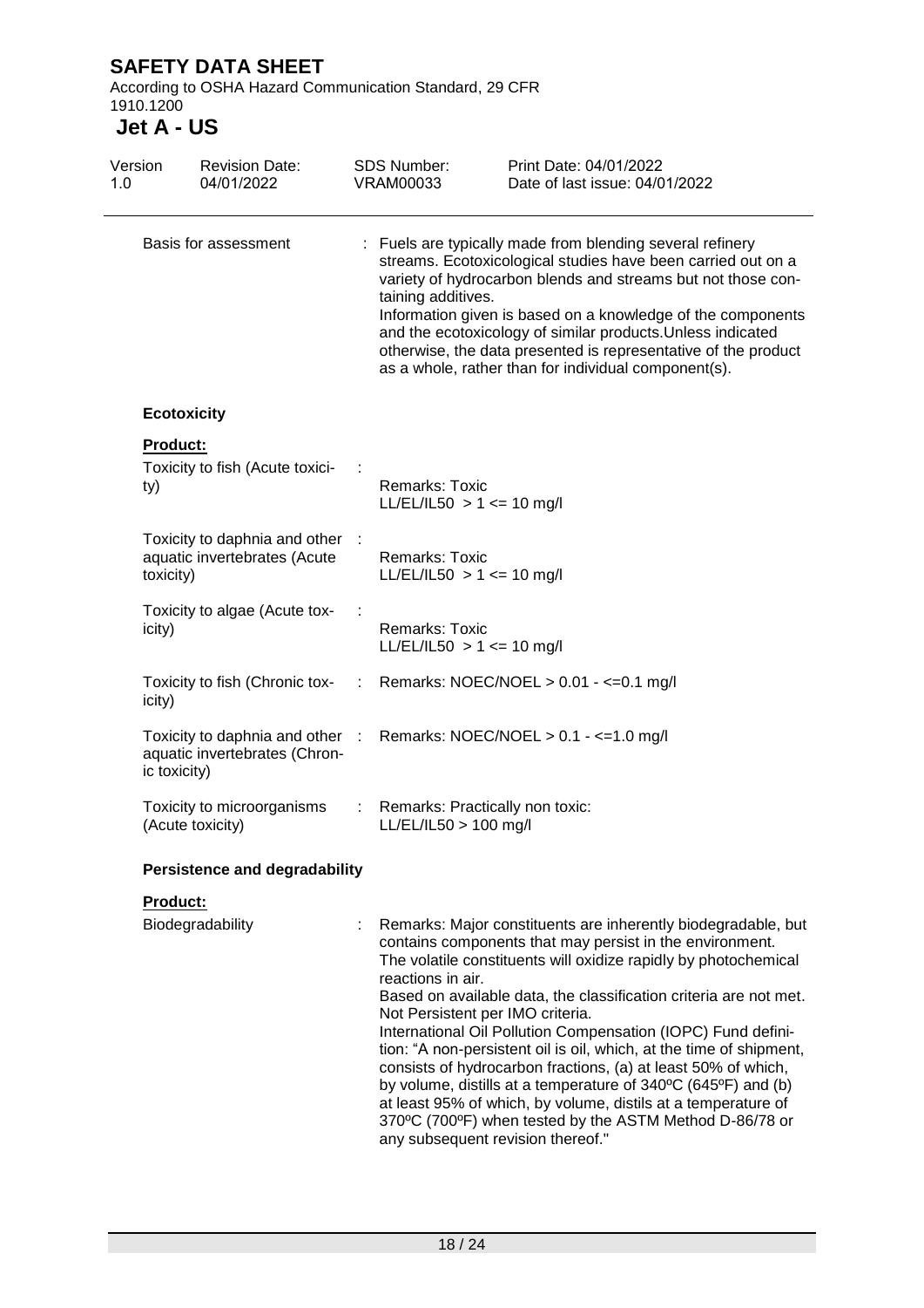Basis for assessment : Fuels are typically made from blending several refinery streams. Ecotoxicological studies have been carried out on a variety of hydrocarbon blends and streams but not those containing additives.
Information given is based on a knowledge of the components and the ecotoxicology of similar products.Unless indicated otherwise, the data presented is representative of the product as a whole, rather than for individual component(s).

### Ecotoxicity

**Product:**

Toxicity to fish (Acute toxicity) :
Remarks: Toxic
LL/EL/IL50 > 1 <= 10 mg/l

Toxicity to daphnia and other aquatic invertebrates (Acute toxicity) :
Remarks: Toxic
LL/EL/IL50 > 1 <= 10 mg/l

Toxicity to algae (Acute toxicity) :
Remarks: Toxic
LL/EL/IL50 > 1 <= 10 mg/l

Toxicity to fish (Chronic toxicity) : Remarks: NOEC/NOEL > 0.01 - <=0.1 mg/l

Toxicity to daphnia and other aquatic invertebrates (Chronic toxicity) : Remarks: NOEC/NOEL > 0.1 - <=1.0 mg/l

Toxicity to microorganisms (Acute toxicity) : Remarks: Practically non toxic:
LL/EL/IL50 > 100 mg/l

### Persistence and degradability

**Product:**

Biodegradability : Remarks: Major constituents are inherently biodegradable, but contains components that may persist in the environment.
The volatile constituents will oxidize rapidly by photochemical reactions in air.
Based on available data, the classification criteria are not met.
Not Persistent per IMO criteria.
International Oil Pollution Compensation (IOPC) Fund definition: "A non-persistent oil is oil, which, at the time of shipment, consists of hydrocarbon fractions, (a) at least 50% of which, by volume, distills at a temperature of 340ºC (645ºF) and (b) at least 95% of which, by volume, distils at a temperature of 370ºC (700ºF) when tested by the ASTM Method D-86/78 or any subsequent revision thereof."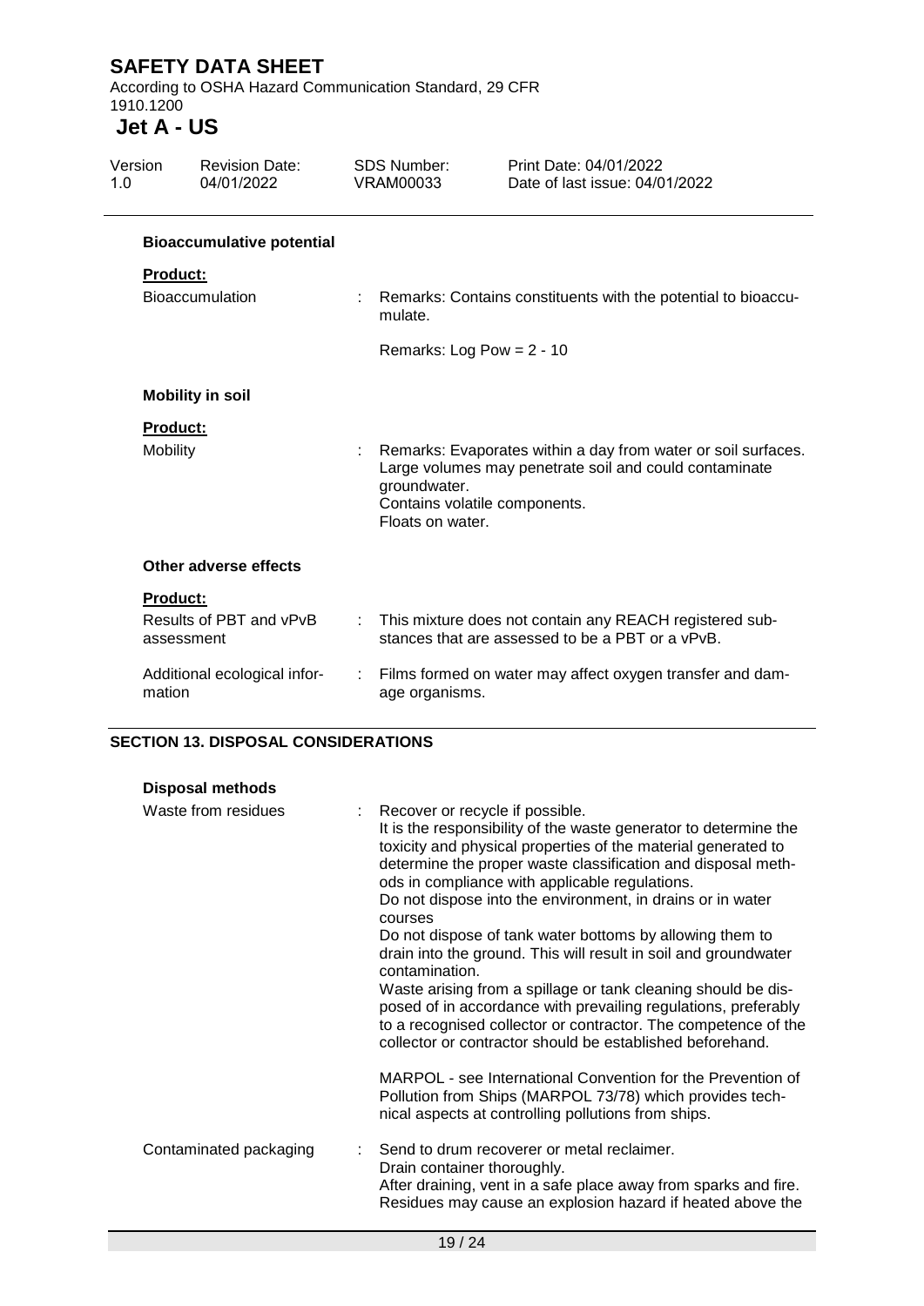### Bioaccumulative potential

**Product:**

| | |
|---|---|
| Bioaccumulation | Remarks: Contains constituents with the potential to bioaccumulate.<br><br>Remarks: Log Pow = 2 - 10 |

### Mobility in soil

**Product:**

| | |
|---|---|
| Mobility | Remarks: Evaporates within a day from water or soil surfaces. Large volumes may penetrate soil and could contaminate groundwater.<br>Contains volatile components.<br>Floats on water. |

### Other adverse effects

**Product:**

| | |
|---|---|
| Results of PBT and vPvB assessment | This mixture does not contain any REACH registered substances that are assessed to be a PBT or a vPvB. |
| Additional ecological information | Films formed on water may affect oxygen transfer and damage organisms. |

## SECTION 13. DISPOSAL CONSIDERATIONS

### Disposal methods

| | |
|---|---|
| Waste from residues | Recover or recycle if possible.<br>It is the responsibility of the waste generator to determine the toxicity and physical properties of the material generated to determine the proper waste classification and disposal methods in compliance with applicable regulations.<br>Do not dispose into the environment, in drains or in water courses<br>Do not dispose of tank water bottoms by allowing them to drain into the ground. This will result in soil and groundwater contamination.<br>Waste arising from a spillage or tank cleaning should be disposed of in accordance with prevailing regulations, preferably to a recognised collector or contractor. The competence of the collector or contractor should be established beforehand.<br><br>MARPOL - see International Convention for the Prevention of Pollution from Ships (MARPOL 73/78) which provides technical aspects at controlling pollutions from ships. |
| Contaminated packaging | Send to drum recoverer or metal reclaimer.<br>Drain container thoroughly.<br>After draining, vent in a safe place away from sparks and fire.<br>Residues may cause an explosion hazard if heated above the |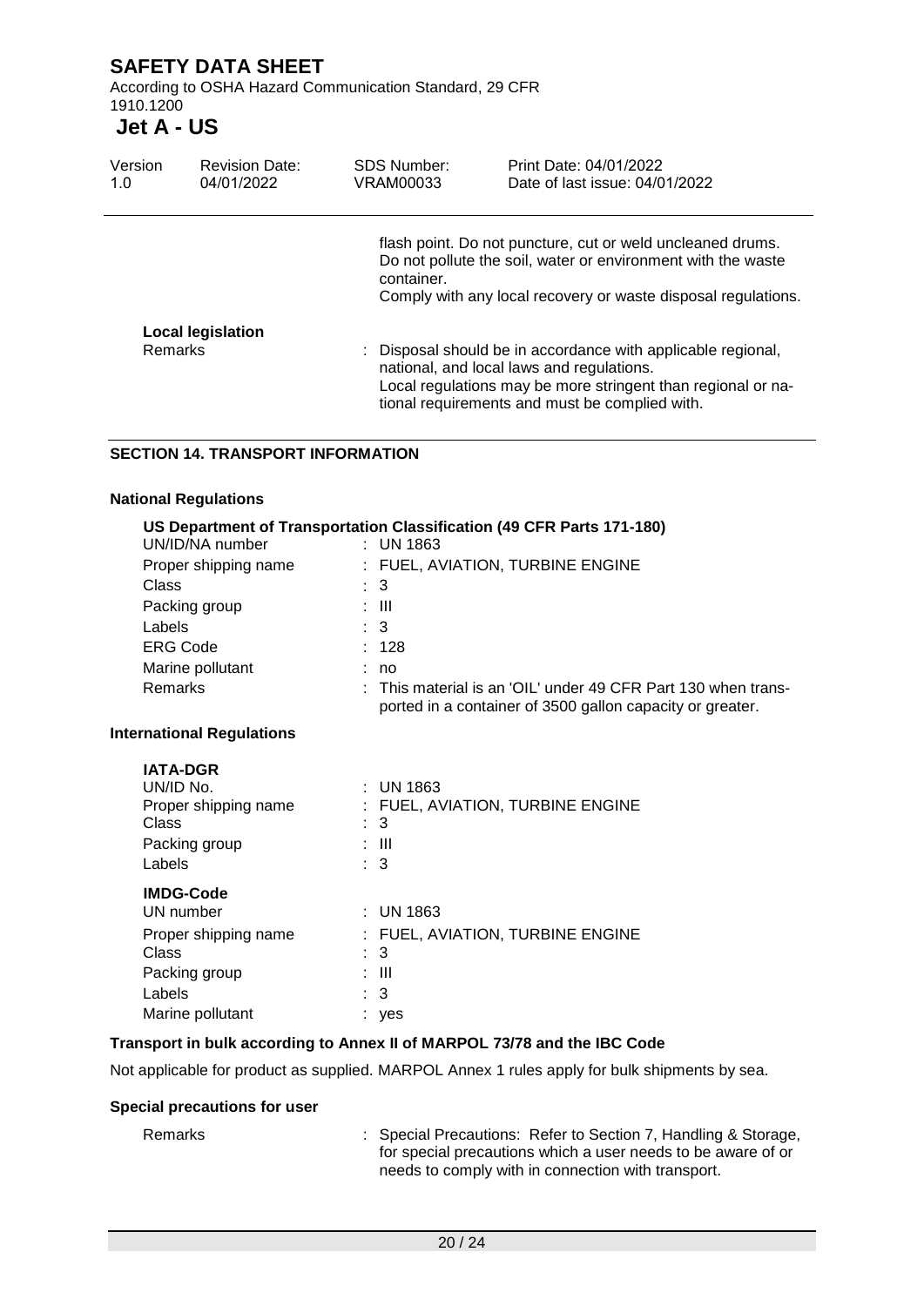flash point. Do not puncture, cut or weld uncleaned drums. Do not pollute the soil, water or environment with the waste container.
Comply with any local recovery or waste disposal regulations.

**Local legislation**

Remarks : Disposal should be in accordance with applicable regional, national, and local laws and regulations.
Local regulations may be more stringent than regional or national requirements and must be complied with.

## SECTION 14. TRANSPORT INFORMATION

### National Regulations

**US Department of Transportation Classification (49 CFR Parts 171-180)**

| | |
|---|---|
| UN/ID/NA number | : UN 1863 |
| Proper shipping name | : FUEL, AVIATION, TURBINE ENGINE |
| Class | : 3 |
| Packing group | : III |
| Labels | : 3 |
| ERG Code | : 128 |
| Marine pollutant | : no |
| Remarks | : This material is an 'OIL' under 49 CFR Part 130 when transported in a container of 3500 gallon capacity or greater. |

### International Regulations

**IATA-DGR**

| | |
|---|---|
| UN/ID No. | : UN 1863 |
| Proper shipping name | : FUEL, AVIATION, TURBINE ENGINE |
| Class | : 3 |
| Packing group | : III |
| Labels | : 3 |

**IMDG-Code**

| | |
|---|---|
| UN number | : UN 1863 |
| Proper shipping name | : FUEL, AVIATION, TURBINE ENGINE |
| Class | : 3 |
| Packing group | : III |
| Labels | : 3 |
| Marine pollutant | : yes |

### Transport in bulk according to Annex II of MARPOL 73/78 and the IBC Code

Not applicable for product as supplied. MARPOL Annex 1 rules apply for bulk shipments by sea.

### Special precautions for user

Remarks : Special Precautions: Refer to Section 7, Handling & Storage, for special precautions which a user needs to be aware of or needs to comply with in connection with transport.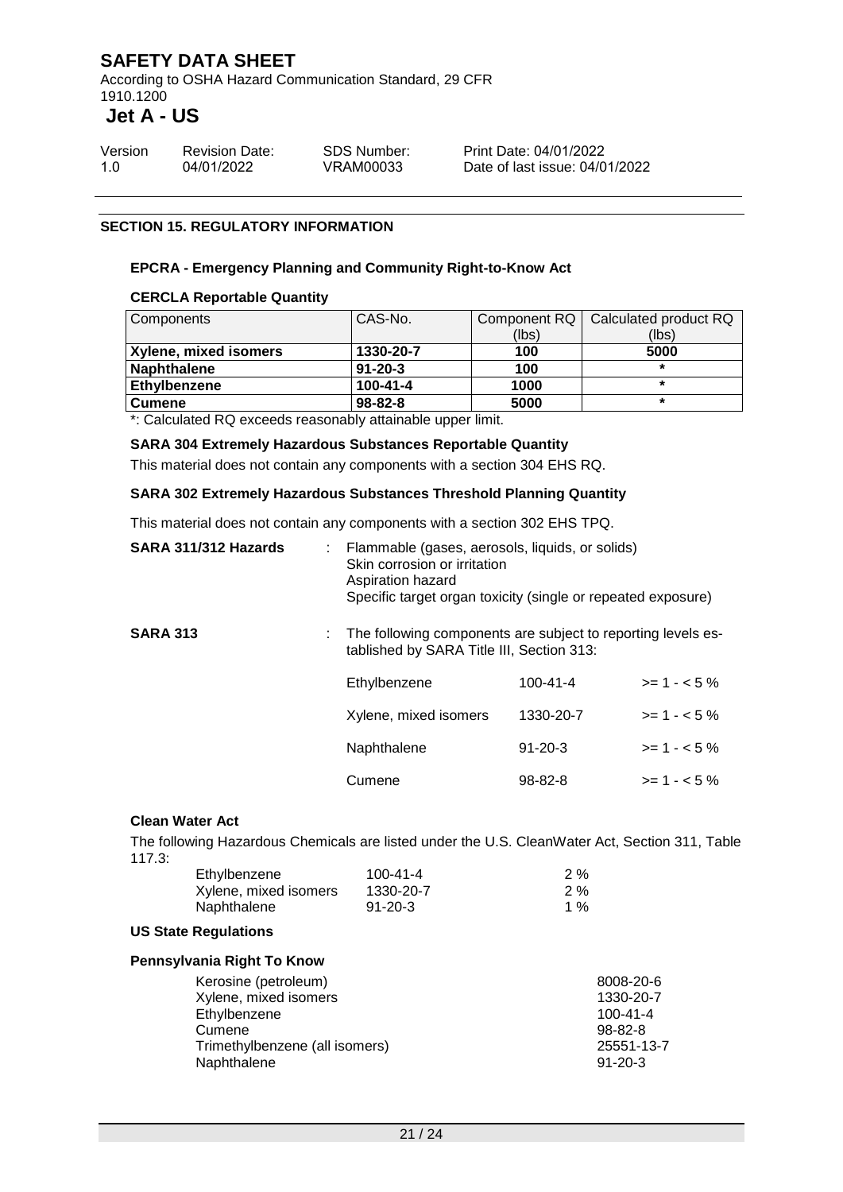## SECTION 15. REGULATORY INFORMATION

### EPCRA - Emergency Planning and Community Right-to-Know Act

#### CERCLA Reportable Quantity

| Components | CAS-No. | Component RQ (lbs) | Calculated product RQ (lbs) |
|---|---|---|---|
| **Xylene, mixed isomers** | **1330-20-7** | **100** | **5000** |
| **Naphthalene** | **91-20-3** | **100** | * |
| **Ethylbenzene** | **100-41-4** | **1000** | * |
| **Cumene** | **98-82-8** | **5000** | * |

*: Calculated RQ exceeds reasonably attainable upper limit.

#### SARA 304 Extremely Hazardous Substances Reportable Quantity

This material does not contain any components with a section 304 EHS RQ.

#### SARA 302 Extremely Hazardous Substances Threshold Planning Quantity

This material does not contain any components with a section 302 EHS TPQ.

**SARA 311/312 Hazards** : Flammable (gases, aerosols, liquids, or solids)
Skin corrosion or irritation
Aspiration hazard
Specific target organ toxicity (single or repeated exposure)

**SARA 313** : The following components are subject to reporting levels established by SARA Title III, Section 313:

| | | |
|---|---|---|
| Ethylbenzene | 100-41-4 | >= 1 - < 5 % |
| Xylene, mixed isomers | 1330-20-7 | >= 1 - < 5 % |
| Naphthalene | 91-20-3 | >= 1 - < 5 % |
| Cumene | 98-82-8 | >= 1 - < 5 % |

#### Clean Water Act

The following Hazardous Chemicals are listed under the U.S. CleanWater Act, Section 311, Table 117.3:

| | | |
|---|---|---|
| Ethylbenzene | 100-41-4 | 2 % |
| Xylene, mixed isomers | 1330-20-7 | 2 % |
| Naphthalene | 91-20-3 | 1 % |

#### US State Regulations

#### Pennsylvania Right To Know

| | |
|---|---|
| Kerosine (petroleum) | 8008-20-6 |
| Xylene, mixed isomers | 1330-20-7 |
| Ethylbenzene | 100-41-4 |
| Cumene | 98-82-8 |
| Trimethylbenzene (all isomers) | 25551-13-7 |
| Naphthalene | 91-20-3 |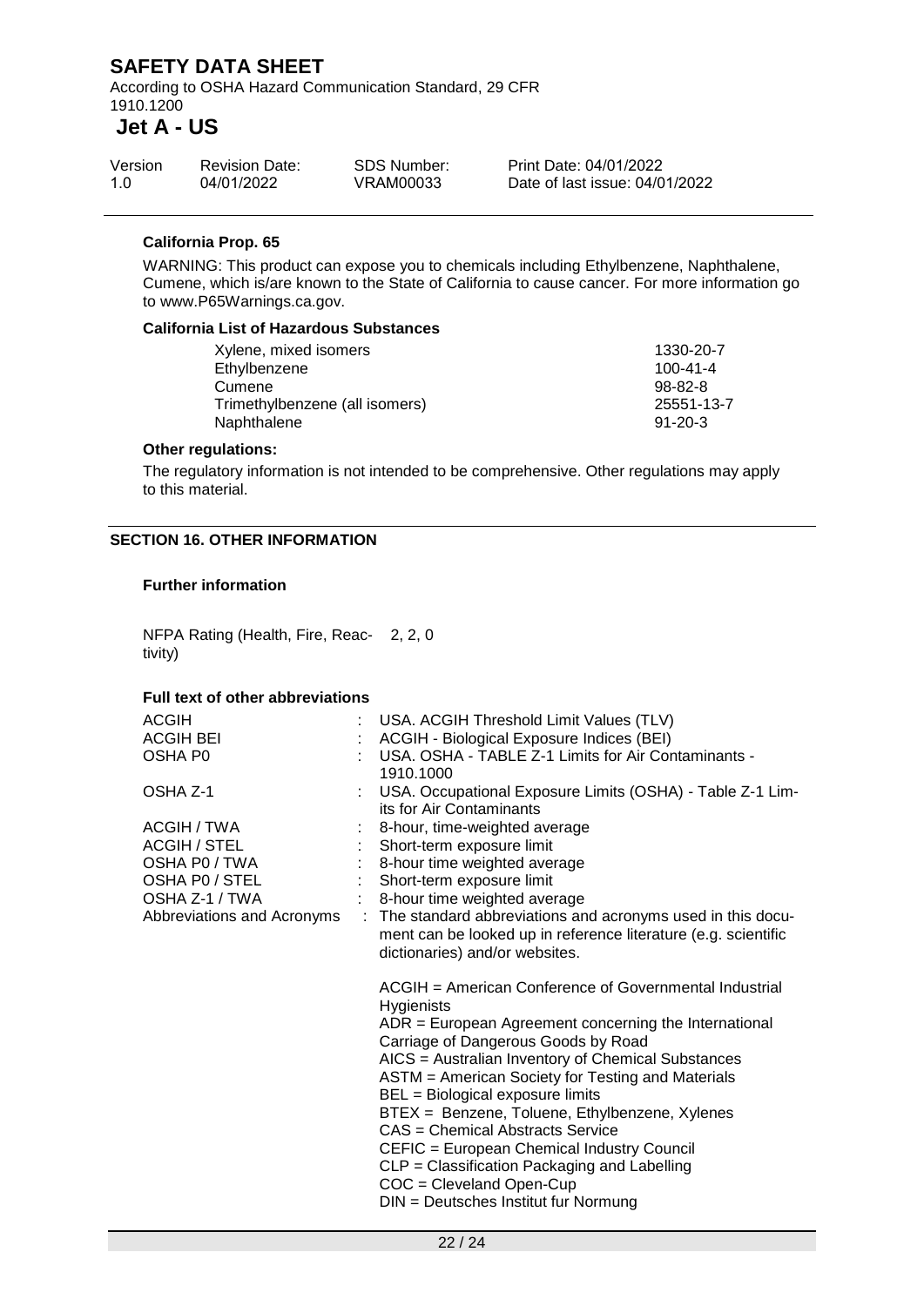#### California Prop. 65

WARNING: This product can expose you to chemicals including Ethylbenzene, Naphthalene, Cumene, which is/are known to the State of California to cause cancer. For more information go to www.P65Warnings.ca.gov.

#### California List of Hazardous Substances

| | |
|---|---|
| Xylene, mixed isomers | 1330-20-7 |
| Ethylbenzene | 100-41-4 |
| Cumene | 98-82-8 |
| Trimethylbenzene (all isomers) | 25551-13-7 |
| Naphthalene | 91-20-3 |

#### Other regulations:

The regulatory information is not intended to be comprehensive. Other regulations may apply to this material.

## SECTION 16. OTHER INFORMATION

#### Further information

NFPA Rating (Health, Fire, Reactivity) 2, 2, 0

#### Full text of other abbreviations

| | |
|---|---|
| ACGIH | : USA. ACGIH Threshold Limit Values (TLV) |
| ACGIH BEI | : ACGIH - Biological Exposure Indices (BEI) |
| OSHA P0 | : USA. OSHA - TABLE Z-1 Limits for Air Contaminants - 1910.1000 |
| OSHA Z-1 | : USA. Occupational Exposure Limits (OSHA) - Table Z-1 Limits for Air Contaminants |
| ACGIH / TWA | : 8-hour, time-weighted average |
| ACGIH / STEL | : Short-term exposure limit |
| OSHA P0 / TWA | : 8-hour time weighted average |
| OSHA P0 / STEL | : Short-term exposure limit |
| OSHA Z-1 / TWA | : 8-hour time weighted average |
| Abbreviations and Acronyms | : The standard abbreviations and acronyms used in this document can be looked up in reference literature (e.g. scientific dictionaries) and/or websites. |

ACGIH = American Conference of Governmental Industrial Hygienists
ADR = European Agreement concerning the International Carriage of Dangerous Goods by Road
AICS = Australian Inventory of Chemical Substances
ASTM = American Society for Testing and Materials
BEL = Biological exposure limits
BTEX = Benzene, Toluene, Ethylbenzene, Xylenes
CAS = Chemical Abstracts Service
CEFIC = European Chemical Industry Council
CLP = Classification Packaging and Labelling
COC = Cleveland Open-Cup
DIN = Deutsches Institut fur Normung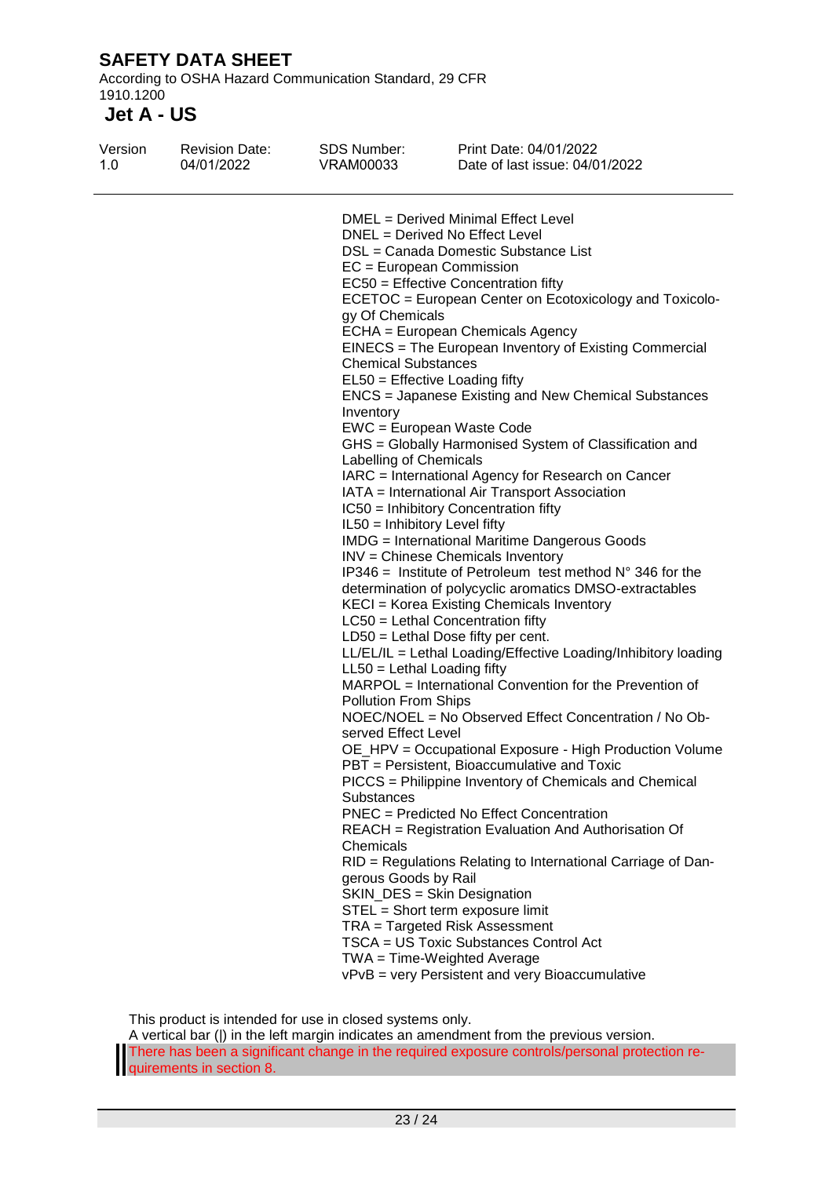DMEL = Derived Minimal Effect Level
DNEL = Derived No Effect Level
DSL = Canada Domestic Substance List
EC = European Commission
EC50 = Effective Concentration fifty
ECETOC = European Center on Ecotoxicology and Toxicology Of Chemicals
ECHA = European Chemicals Agency
EINECS = The European Inventory of Existing Commercial Chemical Substances
EL50 = Effective Loading fifty
ENCS = Japanese Existing and New Chemical Substances Inventory
EWC = European Waste Code
GHS = Globally Harmonised System of Classification and Labelling of Chemicals
IARC = International Agency for Research on Cancer
IATA = International Air Transport Association
IC50 = Inhibitory Concentration fifty
IL50 = Inhibitory Level fifty
IMDG = International Maritime Dangerous Goods
INV = Chinese Chemicals Inventory
IP346 = Institute of Petroleum test method N° 346 for the determination of polycyclic aromatics DMSO-extractables
KECI = Korea Existing Chemicals Inventory
LC50 = Lethal Concentration fifty
LD50 = Lethal Dose fifty per cent.
LL/EL/IL = Lethal Loading/Effective Loading/Inhibitory loading
LL50 = Lethal Loading fifty
MARPOL = International Convention for the Prevention of Pollution From Ships
NOEC/NOEL = No Observed Effect Concentration / No Observed Effect Level
OE_HPV = Occupational Exposure - High Production Volume
PBT = Persistent, Bioaccumulative and Toxic
PICCS = Philippine Inventory of Chemicals and Chemical Substances
PNEC = Predicted No Effect Concentration
REACH = Registration Evaluation And Authorisation Of Chemicals
RID = Regulations Relating to International Carriage of Dangerous Goods by Rail
SKIN_DES = Skin Designation
STEL = Short term exposure limit
TRA = Targeted Risk Assessment
TSCA = US Toxic Substances Control Act
TWA = Time-Weighted Average
vPvB = very Persistent and very Bioaccumulative

This product is intended for use in closed systems only.
A vertical bar (|) in the left margin indicates an amendment from the previous version.
There has been a significant change in the required exposure controls/personal protection requirements in section 8.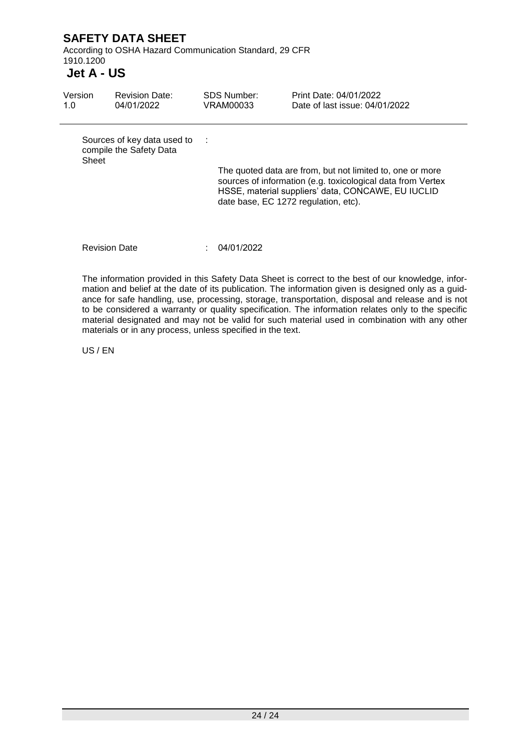Sources of key data used to compile the Safety Data Sheet :

The quoted data are from, but not limited to, one or more sources of information (e.g. toxicological data from Vertex HSSE, material suppliers' data, CONCAWE, EU IUCLID date base, EC 1272 regulation, etc).

Revision Date : 04/01/2022

The information provided in this Safety Data Sheet is correct to the best of our knowledge, information and belief at the date of its publication. The information given is designed only as a guidance for safe handling, use, processing, storage, transportation, disposal and release and is not to be considered a warranty or quality specification. The information relates only to the specific material designated and may not be valid for such material used in combination with any other materials or in any process, unless specified in the text.

US / EN